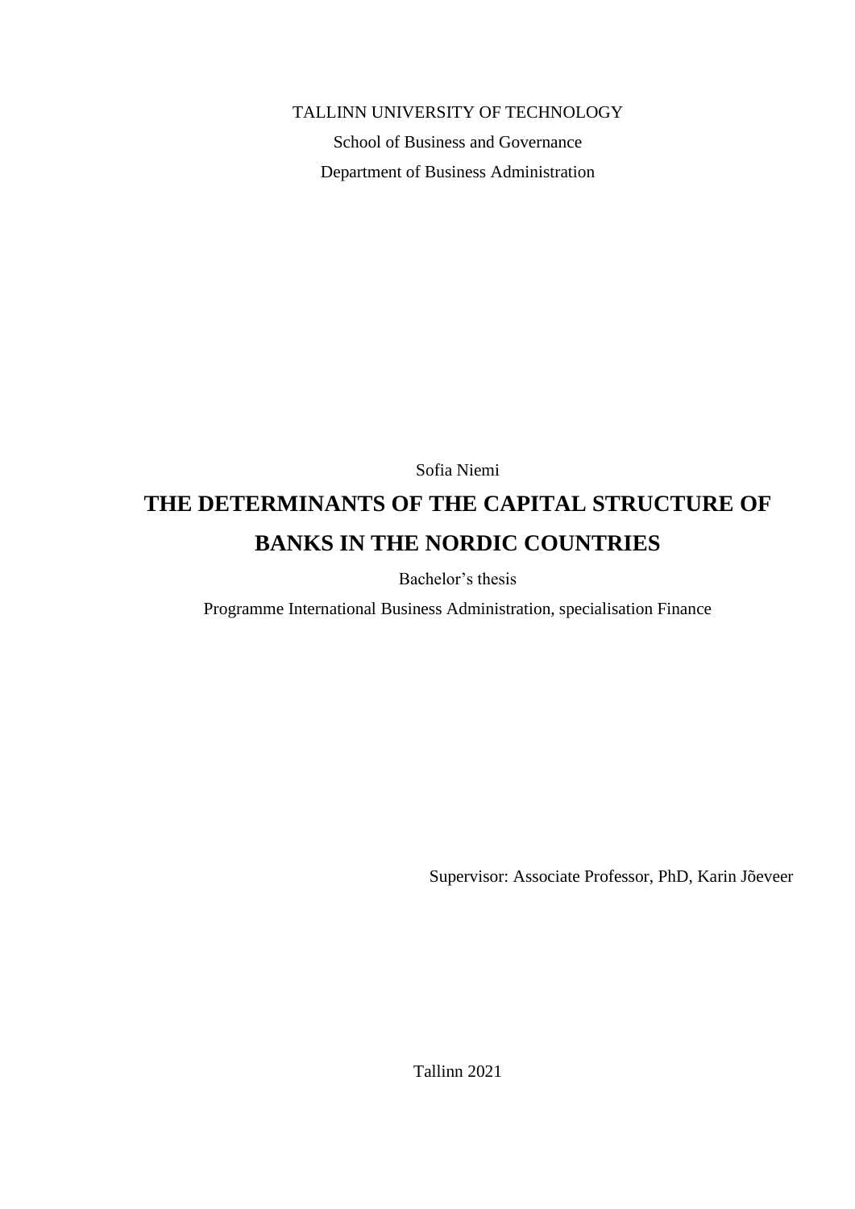TALLINN UNIVERSITY OF TECHNOLOGY

School of Business and Governance

Department of Business Administration

Sofia Niemi

# THE DETERMINANTS OF THE CAPITAL STRUCTURE OF BANKS IN THE NORDIC COUNTRIES

Bachelor's thesis

Programme International Business Administration, specialisation Finance

Supervisor: Associate Professor, PhD, Karin Jõeveer

Tallinn 2021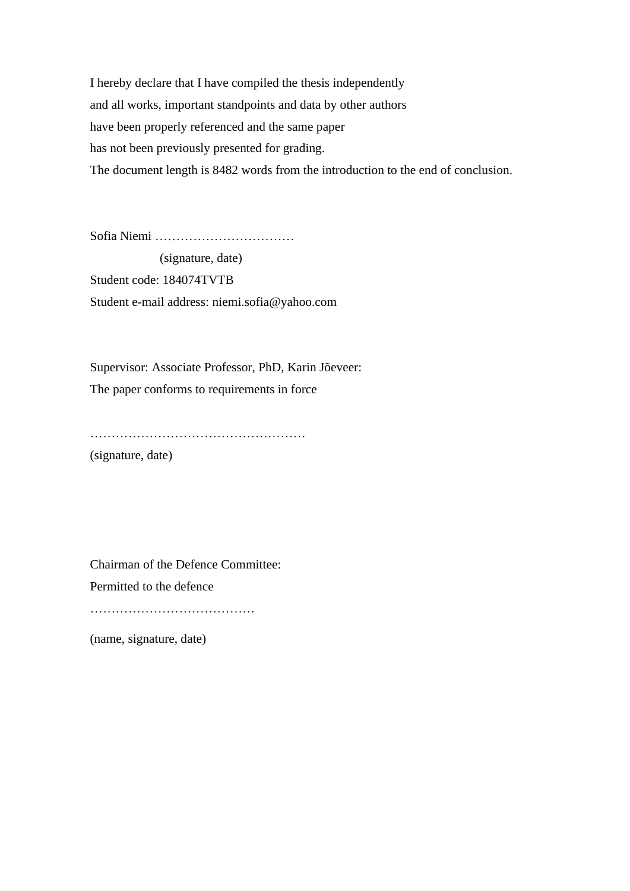I hereby declare that I have compiled the thesis independently
and all works, important standpoints and data by other authors
have been properly referenced and the same paper
has not been previously presented for grading.
The document length is 8482 words from the introduction to the end of conclusion.

Sofia Niemi ……………………………
(signature, date)
Student code: 184074TVTB
Student e-mail address: niemi.sofia@yahoo.com

Supervisor: Associate Professor, PhD, Karin Jõeveer:
The paper conforms to requirements in force

……………………………………………
(signature, date)

Chairman of the Defence Committee:
Permitted to the defence
…………………………………
(name, signature, date)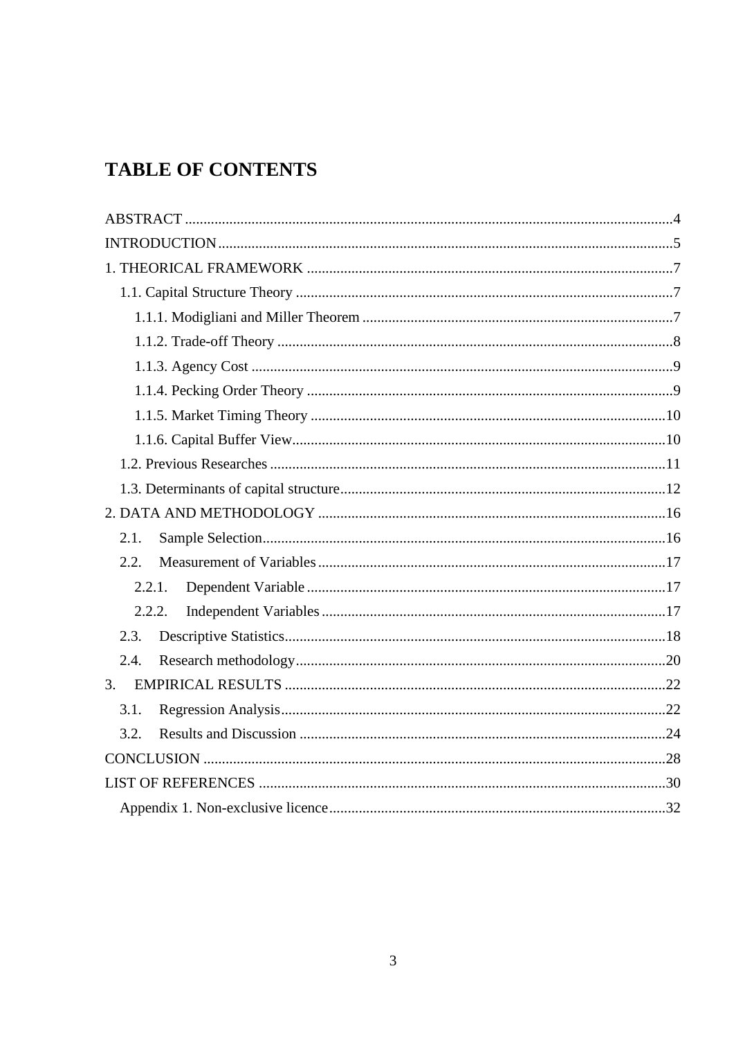# TABLE OF CONTENTS

ABSTRACT ....................................................................................................................4
INTRODUCTION..........................................................................................................5
1. THEORICAL FRAMEWORK ...................................................................................7
- 1.1. Capital Structure Theory ......................................................................................7
  - 1.1.1. Modigliani and Miller Theorem ....................................................................7
  - 1.1.2. Trade-off Theory ...........................................................................................8
  - 1.1.3. Agency Cost ..................................................................................................9
  - 1.1.4. Pecking Order Theory ...................................................................................9
  - 1.1.5. Market Timing Theory ................................................................................10
  - 1.1.6. Capital Buffer View.....................................................................................10
- 1.2. Previous Researches ...........................................................................................11
- 1.3. Determinants of capital structure........................................................................12

2. DATA AND METHODOLOGY ..............................................................................16
- 2.1. Sample Selection.............................................................................................16
- 2.2. Measurement of Variables ..............................................................................17
  - 2.2.1. Dependent Variable ..................................................................................17
  - 2.2.2. Independent Variables ..............................................................................17
- 2.3. Descriptive Statistics.......................................................................................18
- 2.4. Research methodology....................................................................................20

3. EMPIRICAL RESULTS .......................................................................................22
- 3.1. Regression Analysis........................................................................................22
- 3.2. Results and Discussion ...................................................................................24

CONCLUSION .............................................................................................................28
LIST OF REFERENCES ..............................................................................................30
- Appendix 1. Non-exclusive licence...........................................................................32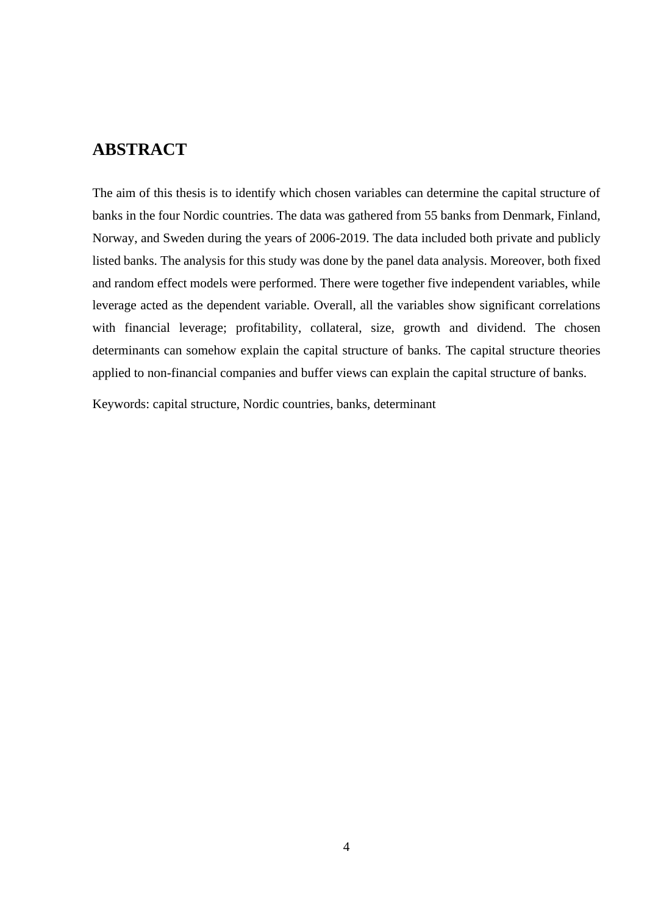# ABSTRACT

The aim of this thesis is to identify which chosen variables can determine the capital structure of banks in the four Nordic countries. The data was gathered from 55 banks from Denmark, Finland, Norway, and Sweden during the years of 2006-2019. The data included both private and publicly listed banks. The analysis for this study was done by the panel data analysis. Moreover, both fixed and random effect models were performed. There were together five independent variables, while leverage acted as the dependent variable. Overall, all the variables show significant correlations with financial leverage; profitability, collateral, size, growth and dividend. The chosen determinants can somehow explain the capital structure of banks. The capital structure theories applied to non-financial companies and buffer views can explain the capital structure of banks.

Keywords: capital structure, Nordic countries, banks, determinant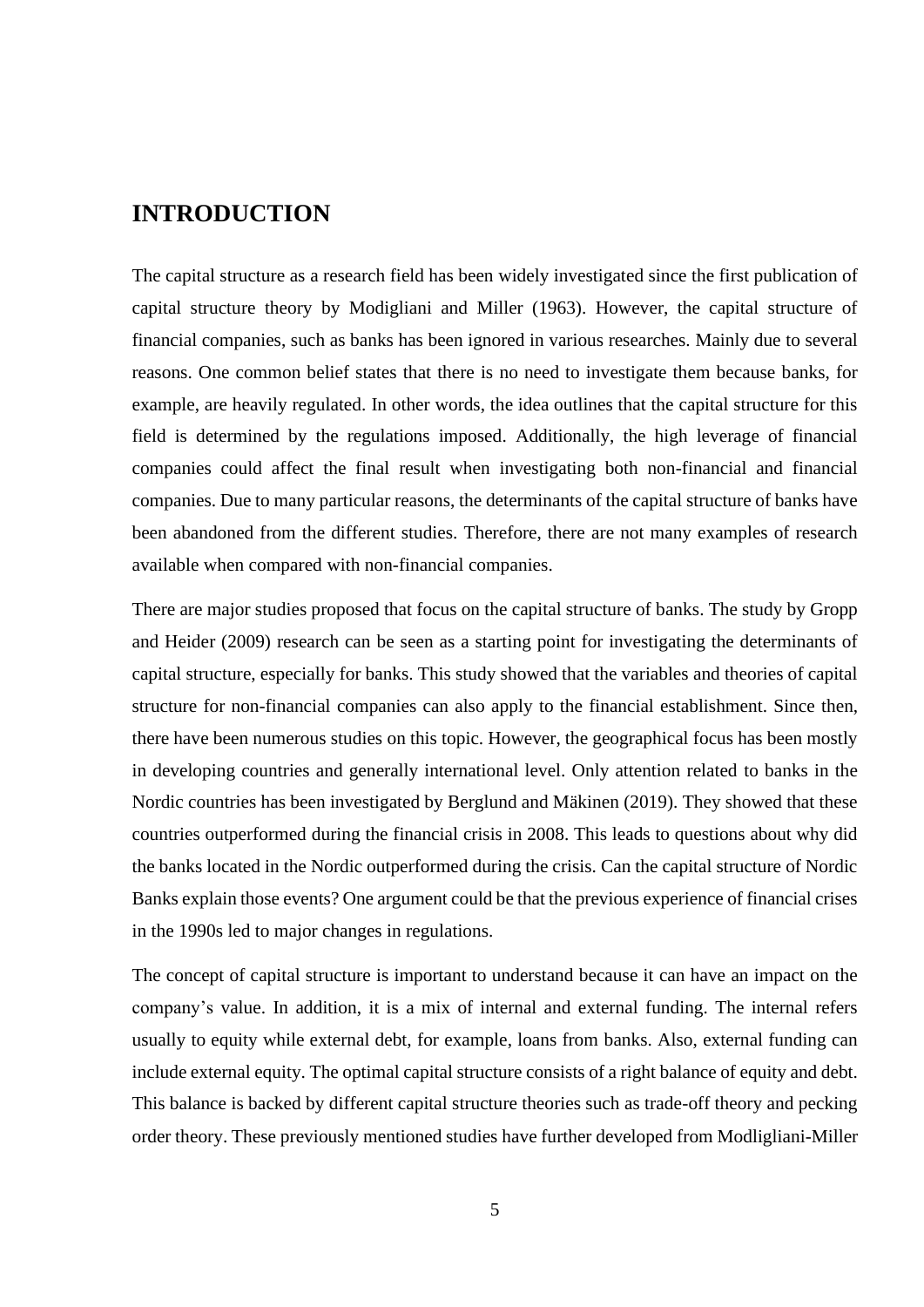# INTRODUCTION

The capital structure as a research field has been widely investigated since the first publication of capital structure theory by Modigliani and Miller (1963). However, the capital structure of financial companies, such as banks has been ignored in various researches. Mainly due to several reasons. One common belief states that there is no need to investigate them because banks, for example, are heavily regulated. In other words, the idea outlines that the capital structure for this field is determined by the regulations imposed. Additionally, the high leverage of financial companies could affect the final result when investigating both non-financial and financial companies. Due to many particular reasons, the determinants of the capital structure of banks have been abandoned from the different studies. Therefore, there are not many examples of research available when compared with non-financial companies.

There are major studies proposed that focus on the capital structure of banks. The study by Gropp and Heider (2009) research can be seen as a starting point for investigating the determinants of capital structure, especially for banks. This study showed that the variables and theories of capital structure for non-financial companies can also apply to the financial establishment. Since then, there have been numerous studies on this topic. However, the geographical focus has been mostly in developing countries and generally international level. Only attention related to banks in the Nordic countries has been investigated by Berglund and Mäkinen (2019). They showed that these countries outperformed during the financial crisis in 2008. This leads to questions about why did the banks located in the Nordic outperformed during the crisis. Can the capital structure of Nordic Banks explain those events? One argument could be that the previous experience of financial crises in the 1990s led to major changes in regulations.

The concept of capital structure is important to understand because it can have an impact on the company's value. In addition, it is a mix of internal and external funding. The internal refers usually to equity while external debt, for example, loans from banks. Also, external funding can include external equity. The optimal capital structure consists of a right balance of equity and debt. This balance is backed by different capital structure theories such as trade-off theory and pecking order theory. These previously mentioned studies have further developed from Modligliani-Miller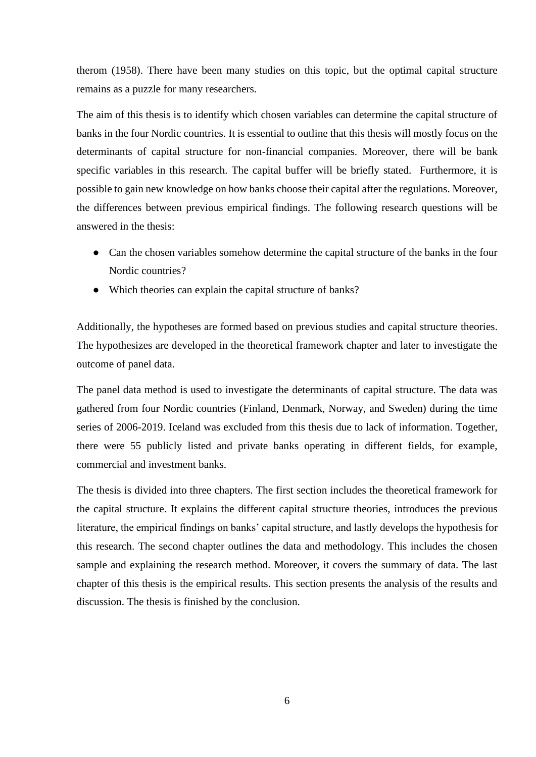therom (1958). There have been many studies on this topic, but the optimal capital structure remains as a puzzle for many researchers.

The aim of this thesis is to identify which chosen variables can determine the capital structure of banks in the four Nordic countries. It is essential to outline that this thesis will mostly focus on the determinants of capital structure for non-financial companies. Moreover, there will be bank specific variables in this research. The capital buffer will be briefly stated. Furthermore, it is possible to gain new knowledge on how banks choose their capital after the regulations. Moreover, the differences between previous empirical findings. The following research questions will be answered in the thesis:

- Can the chosen variables somehow determine the capital structure of the banks in the four Nordic countries?
- Which theories can explain the capital structure of banks?

Additionally, the hypotheses are formed based on previous studies and capital structure theories. The hypothesizes are developed in the theoretical framework chapter and later to investigate the outcome of panel data.

The panel data method is used to investigate the determinants of capital structure. The data was gathered from four Nordic countries (Finland, Denmark, Norway, and Sweden) during the time series of 2006-2019. Iceland was excluded from this thesis due to lack of information. Together, there were 55 publicly listed and private banks operating in different fields, for example, commercial and investment banks.

The thesis is divided into three chapters. The first section includes the theoretical framework for the capital structure. It explains the different capital structure theories, introduces the previous literature, the empirical findings on banks' capital structure, and lastly develops the hypothesis for this research. The second chapter outlines the data and methodology. This includes the chosen sample and explaining the research method. Moreover, it covers the summary of data. The last chapter of this thesis is the empirical results. This section presents the analysis of the results and discussion. The thesis is finished by the conclusion.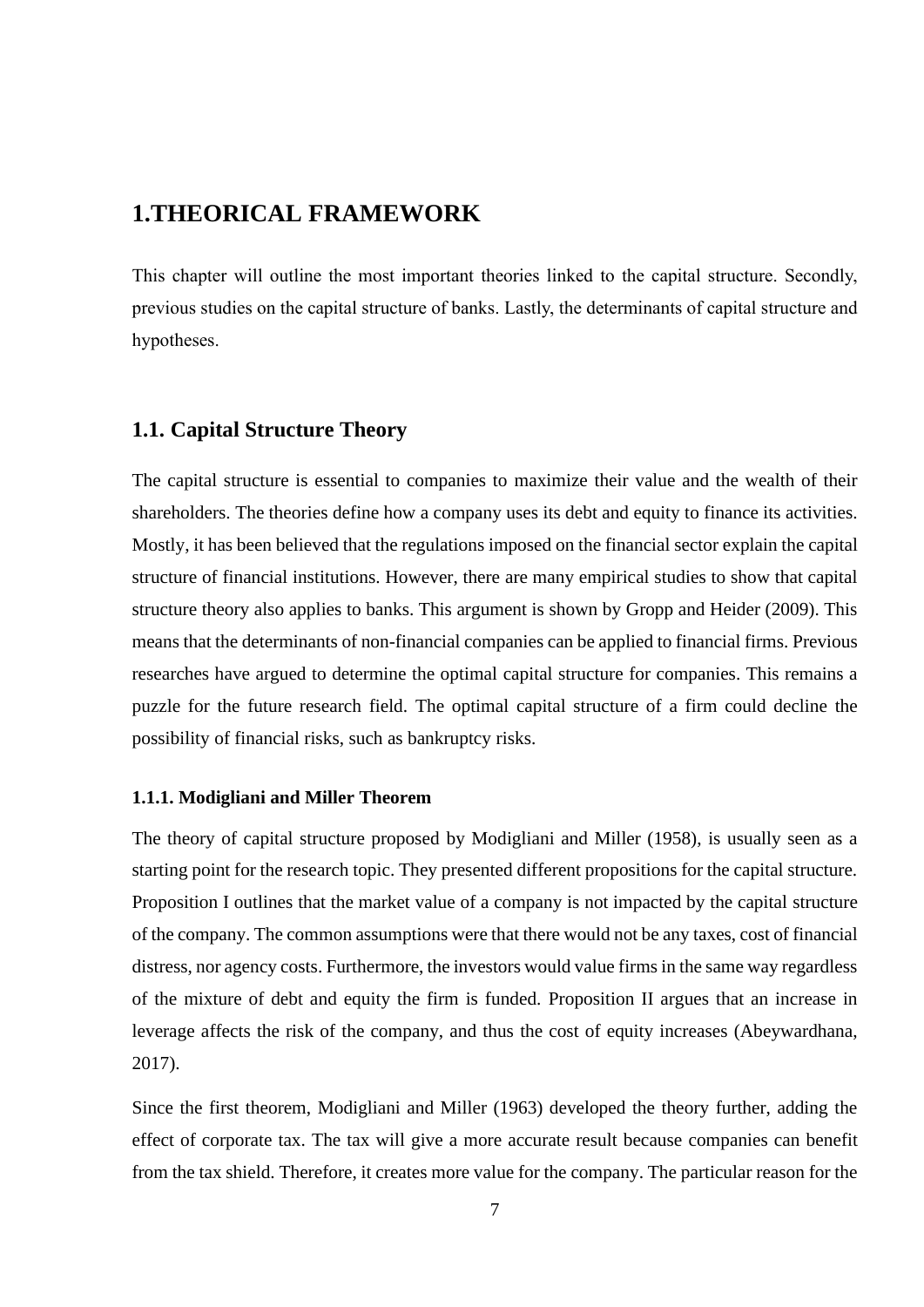# 1.THEORICAL FRAMEWORK

This chapter will outline the most important theories linked to the capital structure. Secondly, previous studies on the capital structure of banks. Lastly, the determinants of capital structure and hypotheses.

## 1.1. Capital Structure Theory

The capital structure is essential to companies to maximize their value and the wealth of their shareholders. The theories define how a company uses its debt and equity to finance its activities. Mostly, it has been believed that the regulations imposed on the financial sector explain the capital structure of financial institutions. However, there are many empirical studies to show that capital structure theory also applies to banks. This argument is shown by Gropp and Heider (2009). This means that the determinants of non-financial companies can be applied to financial firms. Previous researches have argued to determine the optimal capital structure for companies. This remains a puzzle for the future research field. The optimal capital structure of a firm could decline the possibility of financial risks, such as bankruptcy risks.

### 1.1.1. Modigliani and Miller Theorem

The theory of capital structure proposed by Modigliani and Miller (1958), is usually seen as a starting point for the research topic. They presented different propositions for the capital structure. Proposition I outlines that the market value of a company is not impacted by the capital structure of the company. The common assumptions were that there would not be any taxes, cost of financial distress, nor agency costs. Furthermore, the investors would value firms in the same way regardless of the mixture of debt and equity the firm is funded. Proposition II argues that an increase in leverage affects the risk of the company, and thus the cost of equity increases (Abeywardhana, 2017).

Since the first theorem, Modigliani and Miller (1963) developed the theory further, adding the effect of corporate tax. The tax will give a more accurate result because companies can benefit from the tax shield. Therefore, it creates more value for the company. The particular reason for the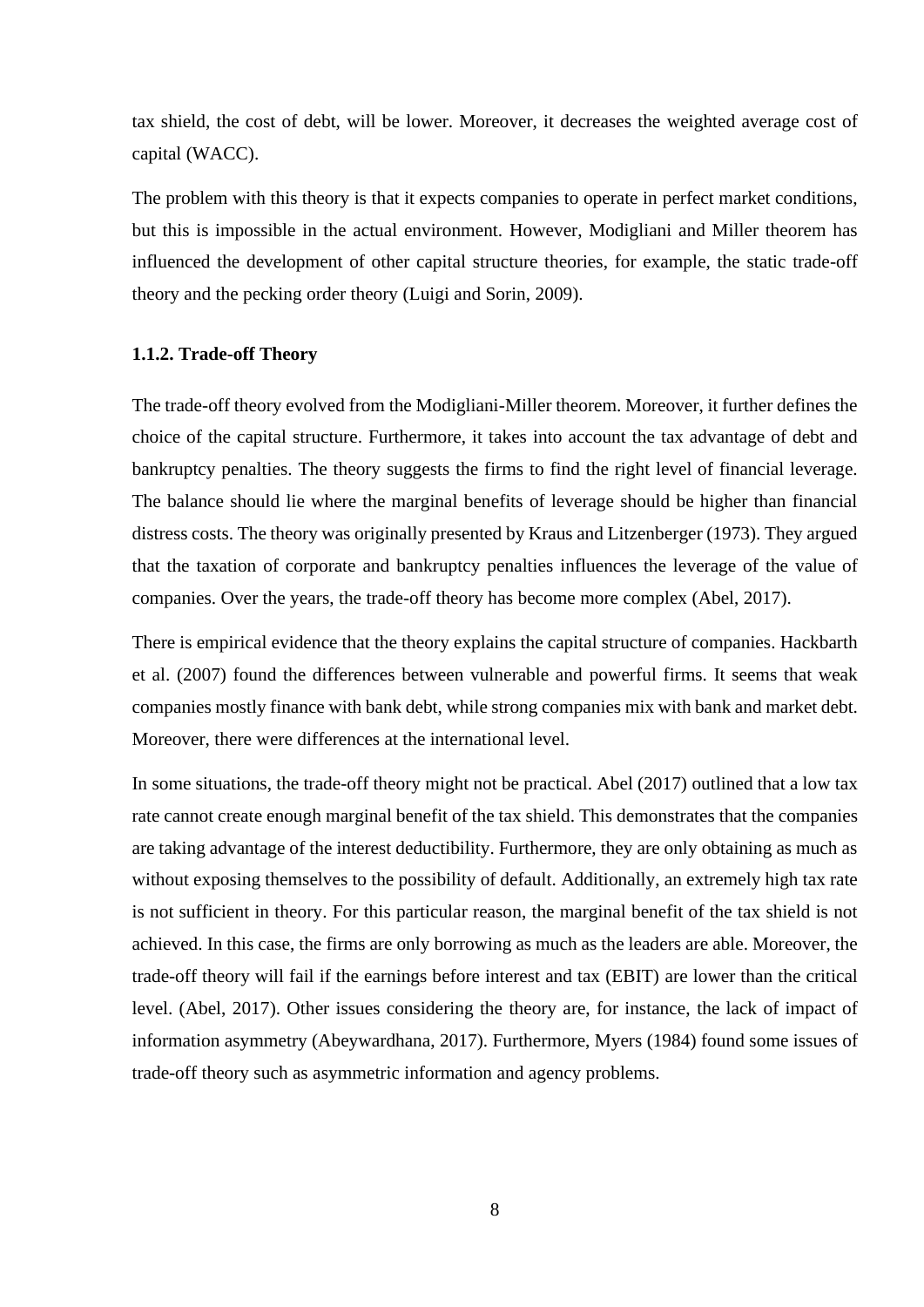tax shield, the cost of debt, will be lower. Moreover, it decreases the weighted average cost of capital (WACC).

The problem with this theory is that it expects companies to operate in perfect market conditions, but this is impossible in the actual environment. However, Modigliani and Miller theorem has influenced the development of other capital structure theories, for example, the static trade-off theory and the pecking order theory (Luigi and Sorin, 2009).

### 1.1.2. Trade-off Theory

The trade-off theory evolved from the Modigliani-Miller theorem. Moreover, it further defines the choice of the capital structure. Furthermore, it takes into account the tax advantage of debt and bankruptcy penalties. The theory suggests the firms to find the right level of financial leverage. The balance should lie where the marginal benefits of leverage should be higher than financial distress costs. The theory was originally presented by Kraus and Litzenberger (1973). They argued that the taxation of corporate and bankruptcy penalties influences the leverage of the value of companies. Over the years, the trade-off theory has become more complex (Abel, 2017).

There is empirical evidence that the theory explains the capital structure of companies. Hackbarth et al. (2007) found the differences between vulnerable and powerful firms. It seems that weak companies mostly finance with bank debt, while strong companies mix with bank and market debt. Moreover, there were differences at the international level.

In some situations, the trade-off theory might not be practical. Abel (2017) outlined that a low tax rate cannot create enough marginal benefit of the tax shield. This demonstrates that the companies are taking advantage of the interest deductibility. Furthermore, they are only obtaining as much as without exposing themselves to the possibility of default. Additionally, an extremely high tax rate is not sufficient in theory. For this particular reason, the marginal benefit of the tax shield is not achieved. In this case, the firms are only borrowing as much as the leaders are able. Moreover, the trade-off theory will fail if the earnings before interest and tax (EBIT) are lower than the critical level. (Abel, 2017). Other issues considering the theory are, for instance, the lack of impact of information asymmetry (Abeywardhana, 2017). Furthermore, Myers (1984) found some issues of trade-off theory such as asymmetric information and agency problems.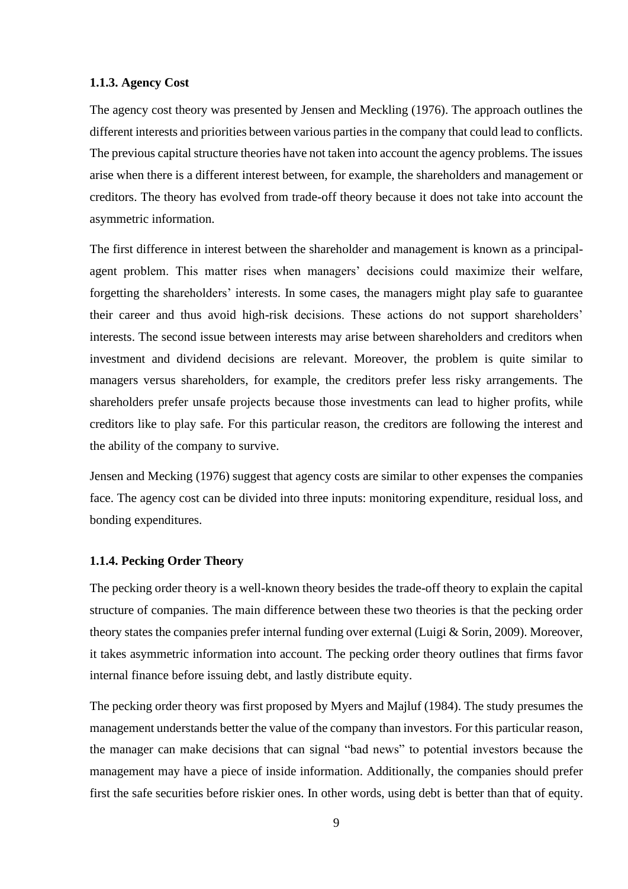### 1.1.3. Agency Cost

The agency cost theory was presented by Jensen and Meckling (1976). The approach outlines the different interests and priorities between various parties in the company that could lead to conflicts. The previous capital structure theories have not taken into account the agency problems. The issues arise when there is a different interest between, for example, the shareholders and management or creditors. The theory has evolved from trade-off theory because it does not take into account the asymmetric information.

The first difference in interest between the shareholder and management is known as a principal-agent problem. This matter rises when managers' decisions could maximize their welfare, forgetting the shareholders' interests. In some cases, the managers might play safe to guarantee their career and thus avoid high-risk decisions. These actions do not support shareholders' interests. The second issue between interests may arise between shareholders and creditors when investment and dividend decisions are relevant. Moreover, the problem is quite similar to managers versus shareholders, for example, the creditors prefer less risky arrangements. The shareholders prefer unsafe projects because those investments can lead to higher profits, while creditors like to play safe. For this particular reason, the creditors are following the interest and the ability of the company to survive.

Jensen and Mecking (1976) suggest that agency costs are similar to other expenses the companies face. The agency cost can be divided into three inputs: monitoring expenditure, residual loss, and bonding expenditures.

### 1.1.4. Pecking Order Theory

The pecking order theory is a well-known theory besides the trade-off theory to explain the capital structure of companies. The main difference between these two theories is that the pecking order theory states the companies prefer internal funding over external (Luigi & Sorin, 2009). Moreover, it takes asymmetric information into account. The pecking order theory outlines that firms favor internal finance before issuing debt, and lastly distribute equity.

The pecking order theory was first proposed by Myers and Majluf (1984). The study presumes the management understands better the value of the company than investors. For this particular reason, the manager can make decisions that can signal "bad news" to potential investors because the management may have a piece of inside information. Additionally, the companies should prefer first the safe securities before riskier ones. In other words, using debt is better than that of equity.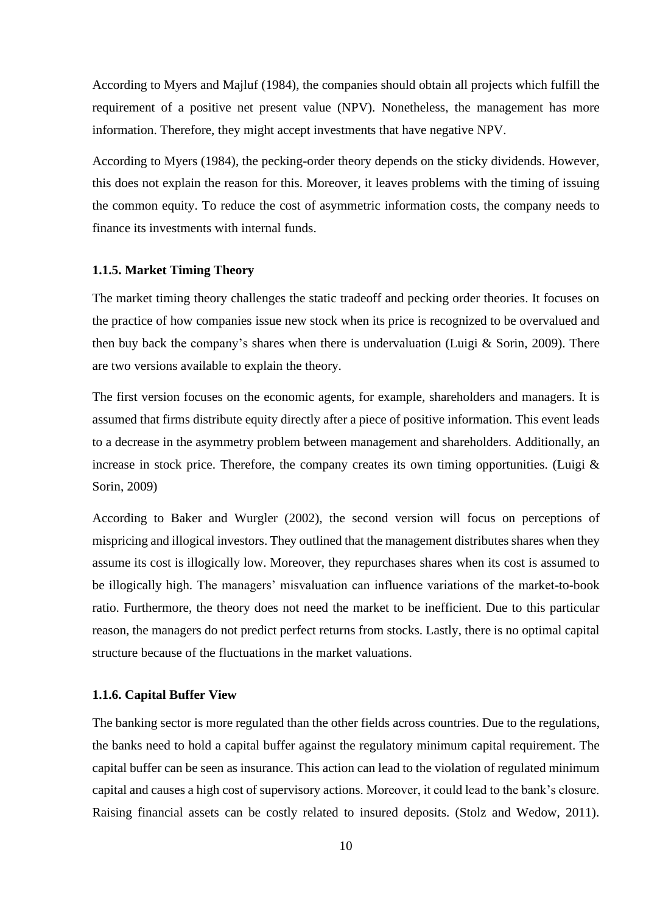According to Myers and Majluf (1984), the companies should obtain all projects which fulfill the requirement of a positive net present value (NPV). Nonetheless, the management has more information. Therefore, they might accept investments that have negative NPV.

According to Myers (1984), the pecking-order theory depends on the sticky dividends. However, this does not explain the reason for this. Moreover, it leaves problems with the timing of issuing the common equity. To reduce the cost of asymmetric information costs, the company needs to finance its investments with internal funds.

### 1.1.5. Market Timing Theory

The market timing theory challenges the static tradeoff and pecking order theories. It focuses on the practice of how companies issue new stock when its price is recognized to be overvalued and then buy back the company's shares when there is undervaluation (Luigi & Sorin, 2009). There are two versions available to explain the theory.

The first version focuses on the economic agents, for example, shareholders and managers. It is assumed that firms distribute equity directly after a piece of positive information. This event leads to a decrease in the asymmetry problem between management and shareholders. Additionally, an increase in stock price. Therefore, the company creates its own timing opportunities. (Luigi & Sorin, 2009)

According to Baker and Wurgler (2002), the second version will focus on perceptions of mispricing and illogical investors. They outlined that the management distributes shares when they assume its cost is illogically low. Moreover, they repurchases shares when its cost is assumed to be illogically high. The managers' misvaluation can influence variations of the market-to-book ratio. Furthermore, the theory does not need the market to be inefficient. Due to this particular reason, the managers do not predict perfect returns from stocks. Lastly, there is no optimal capital structure because of the fluctuations in the market valuations.

### 1.1.6. Capital Buffer View

The banking sector is more regulated than the other fields across countries. Due to the regulations, the banks need to hold a capital buffer against the regulatory minimum capital requirement. The capital buffer can be seen as insurance. This action can lead to the violation of regulated minimum capital and causes a high cost of supervisory actions. Moreover, it could lead to the bank's closure. Raising financial assets can be costly related to insured deposits. (Stolz and Wedow, 2011).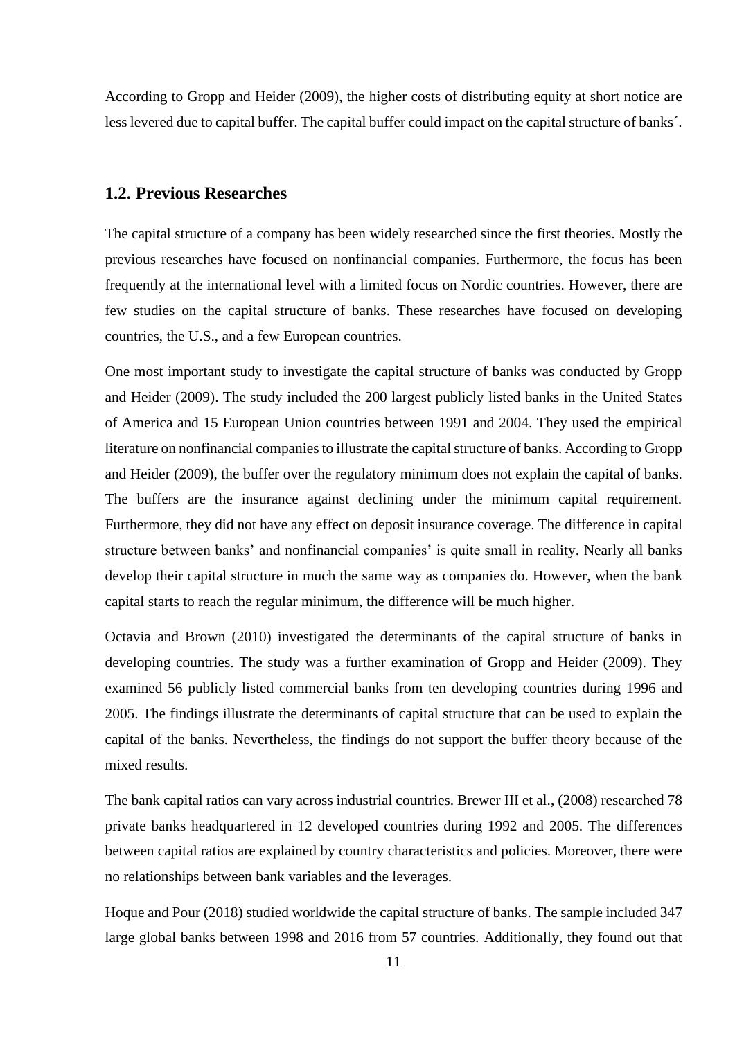According to Gropp and Heider (2009), the higher costs of distributing equity at short notice are less levered due to capital buffer. The capital buffer could impact on the capital structure of banks´.

## 1.2. Previous Researches

The capital structure of a company has been widely researched since the first theories. Mostly the previous researches have focused on nonfinancial companies. Furthermore, the focus has been frequently at the international level with a limited focus on Nordic countries. However, there are few studies on the capital structure of banks. These researches have focused on developing countries, the U.S., and a few European countries.

One most important study to investigate the capital structure of banks was conducted by Gropp and Heider (2009). The study included the 200 largest publicly listed banks in the United States of America and 15 European Union countries between 1991 and 2004. They used the empirical literature on nonfinancial companies to illustrate the capital structure of banks. According to Gropp and Heider (2009), the buffer over the regulatory minimum does not explain the capital of banks. The buffers are the insurance against declining under the minimum capital requirement. Furthermore, they did not have any effect on deposit insurance coverage. The difference in capital structure between banks' and nonfinancial companies' is quite small in reality. Nearly all banks develop their capital structure in much the same way as companies do. However, when the bank capital starts to reach the regular minimum, the difference will be much higher.

Octavia and Brown (2010) investigated the determinants of the capital structure of banks in developing countries. The study was a further examination of Gropp and Heider (2009). They examined 56 publicly listed commercial banks from ten developing countries during 1996 and 2005. The findings illustrate the determinants of capital structure that can be used to explain the capital of the banks. Nevertheless, the findings do not support the buffer theory because of the mixed results.

The bank capital ratios can vary across industrial countries. Brewer III et al., (2008) researched 78 private banks headquartered in 12 developed countries during 1992 and 2005. The differences between capital ratios are explained by country characteristics and policies. Moreover, there were no relationships between bank variables and the leverages.

Hoque and Pour (2018) studied worldwide the capital structure of banks. The sample included 347 large global banks between 1998 and 2016 from 57 countries. Additionally, they found out that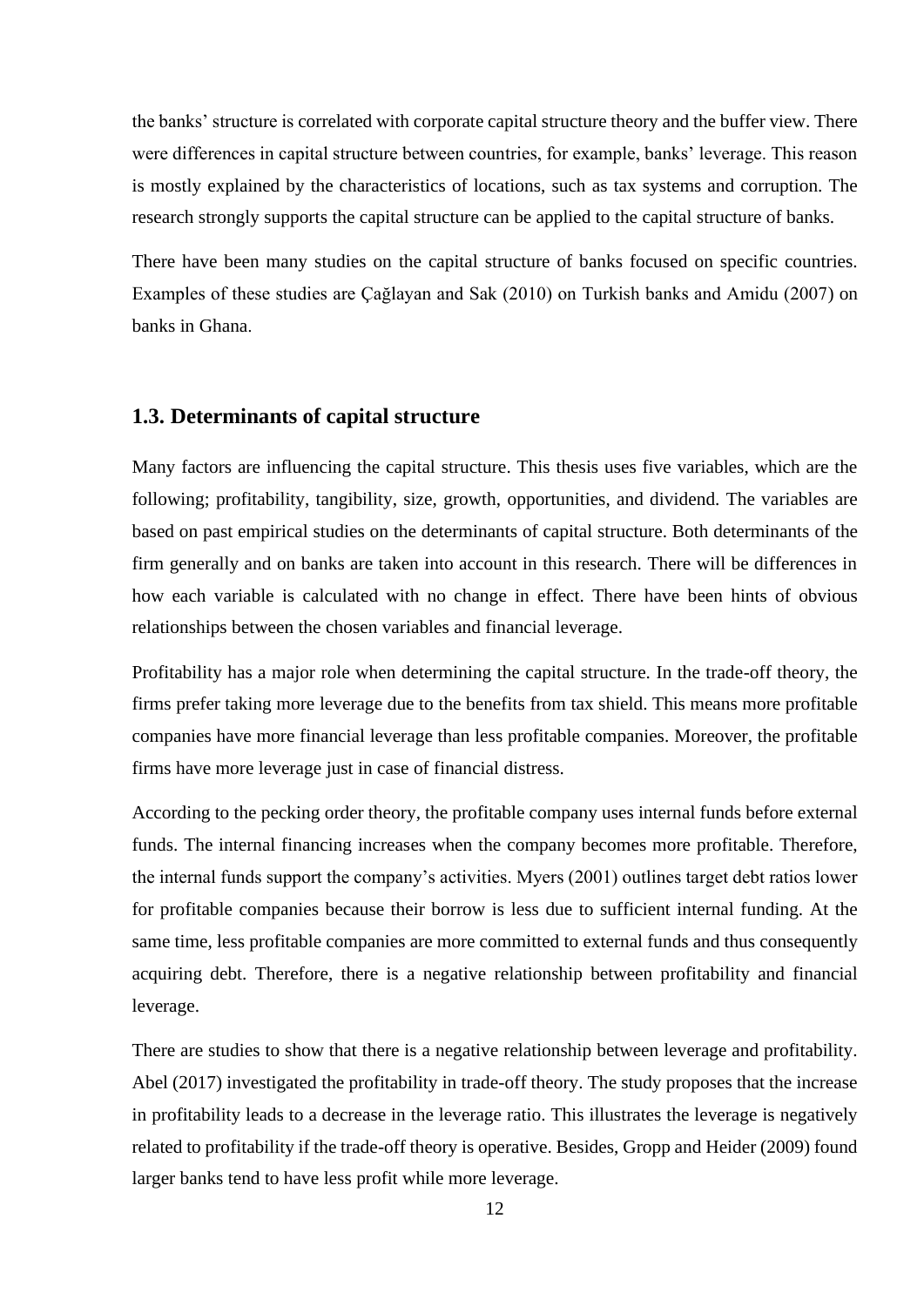the banks' structure is correlated with corporate capital structure theory and the buffer view. There were differences in capital structure between countries, for example, banks' leverage. This reason is mostly explained by the characteristics of locations, such as tax systems and corruption. The research strongly supports the capital structure can be applied to the capital structure of banks.

There have been many studies on the capital structure of banks focused on specific countries. Examples of these studies are Çağlayan and Sak (2010) on Turkish banks and Amidu (2007) on banks in Ghana.

## 1.3. Determinants of capital structure

Many factors are influencing the capital structure. This thesis uses five variables, which are the following; profitability, tangibility, size, growth, opportunities, and dividend. The variables are based on past empirical studies on the determinants of capital structure. Both determinants of the firm generally and on banks are taken into account in this research. There will be differences in how each variable is calculated with no change in effect. There have been hints of obvious relationships between the chosen variables and financial leverage.

Profitability has a major role when determining the capital structure. In the trade-off theory, the firms prefer taking more leverage due to the benefits from tax shield. This means more profitable companies have more financial leverage than less profitable companies. Moreover, the profitable firms have more leverage just in case of financial distress.

According to the pecking order theory, the profitable company uses internal funds before external funds. The internal financing increases when the company becomes more profitable. Therefore, the internal funds support the company's activities. Myers (2001) outlines target debt ratios lower for profitable companies because their borrow is less due to sufficient internal funding. At the same time, less profitable companies are more committed to external funds and thus consequently acquiring debt. Therefore, there is a negative relationship between profitability and financial leverage.

There are studies to show that there is a negative relationship between leverage and profitability. Abel (2017) investigated the profitability in trade-off theory. The study proposes that the increase in profitability leads to a decrease in the leverage ratio. This illustrates the leverage is negatively related to profitability if the trade-off theory is operative. Besides, Gropp and Heider (2009) found larger banks tend to have less profit while more leverage.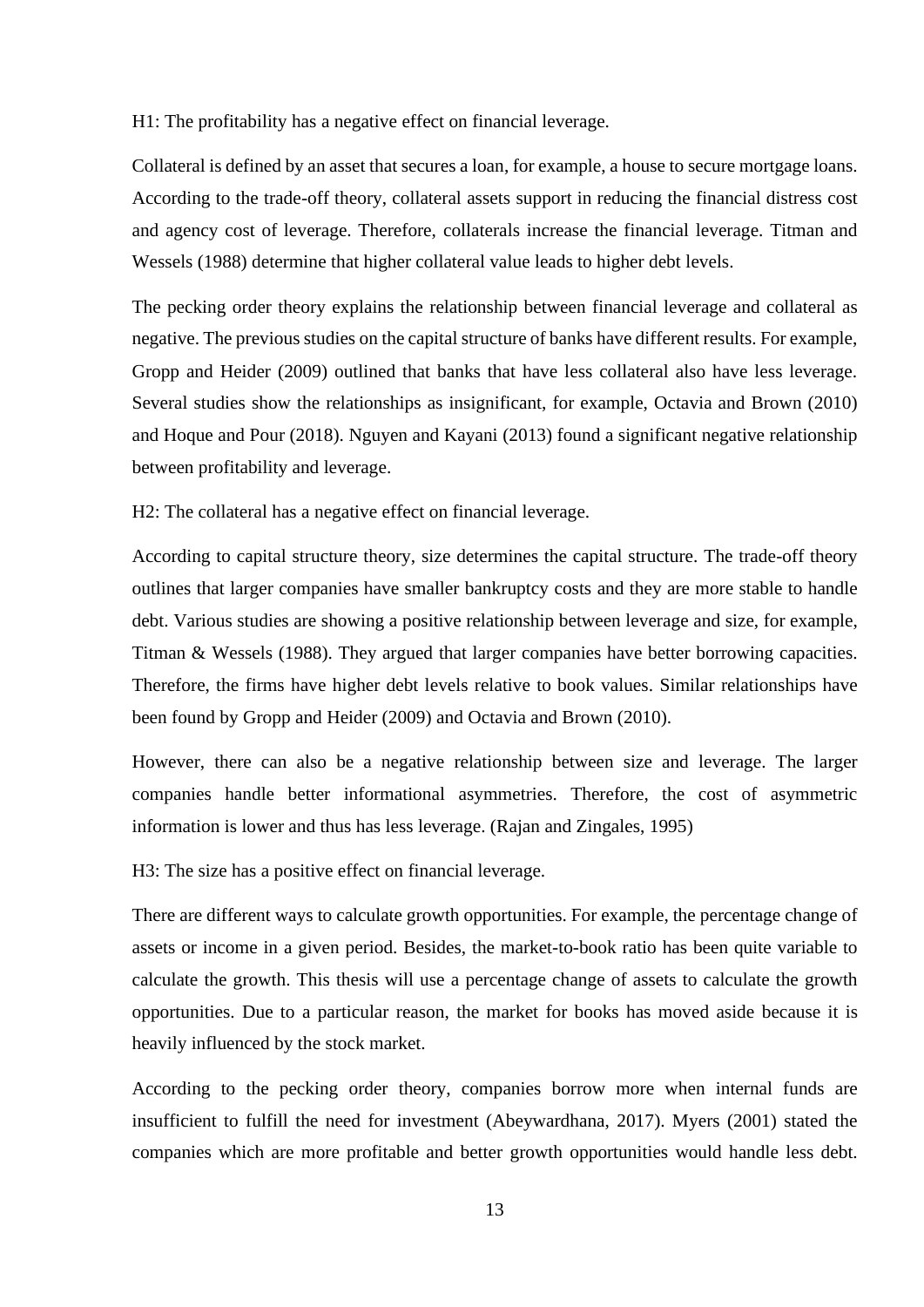H1: The profitability has a negative effect on financial leverage.

Collateral is defined by an asset that secures a loan, for example, a house to secure mortgage loans. According to the trade-off theory, collateral assets support in reducing the financial distress cost and agency cost of leverage. Therefore, collaterals increase the financial leverage. Titman and Wessels (1988) determine that higher collateral value leads to higher debt levels.

The pecking order theory explains the relationship between financial leverage and collateral as negative. The previous studies on the capital structure of banks have different results. For example, Gropp and Heider (2009) outlined that banks that have less collateral also have less leverage. Several studies show the relationships as insignificant, for example, Octavia and Brown (2010) and Hoque and Pour (2018). Nguyen and Kayani (2013) found a significant negative relationship between profitability and leverage.

H2: The collateral has a negative effect on financial leverage.

According to capital structure theory, size determines the capital structure. The trade-off theory outlines that larger companies have smaller bankruptcy costs and they are more stable to handle debt. Various studies are showing a positive relationship between leverage and size, for example, Titman & Wessels (1988). They argued that larger companies have better borrowing capacities. Therefore, the firms have higher debt levels relative to book values. Similar relationships have been found by Gropp and Heider (2009) and Octavia and Brown (2010).

However, there can also be a negative relationship between size and leverage. The larger companies handle better informational asymmetries. Therefore, the cost of asymmetric information is lower and thus has less leverage. (Rajan and Zingales, 1995)

H3: The size has a positive effect on financial leverage.

There are different ways to calculate growth opportunities. For example, the percentage change of assets or income in a given period. Besides, the market-to-book ratio has been quite variable to calculate the growth. This thesis will use a percentage change of assets to calculate the growth opportunities. Due to a particular reason, the market for books has moved aside because it is heavily influenced by the stock market.

According to the pecking order theory, companies borrow more when internal funds are insufficient to fulfill the need for investment (Abeywardhana, 2017). Myers (2001) stated the companies which are more profitable and better growth opportunities would handle less debt.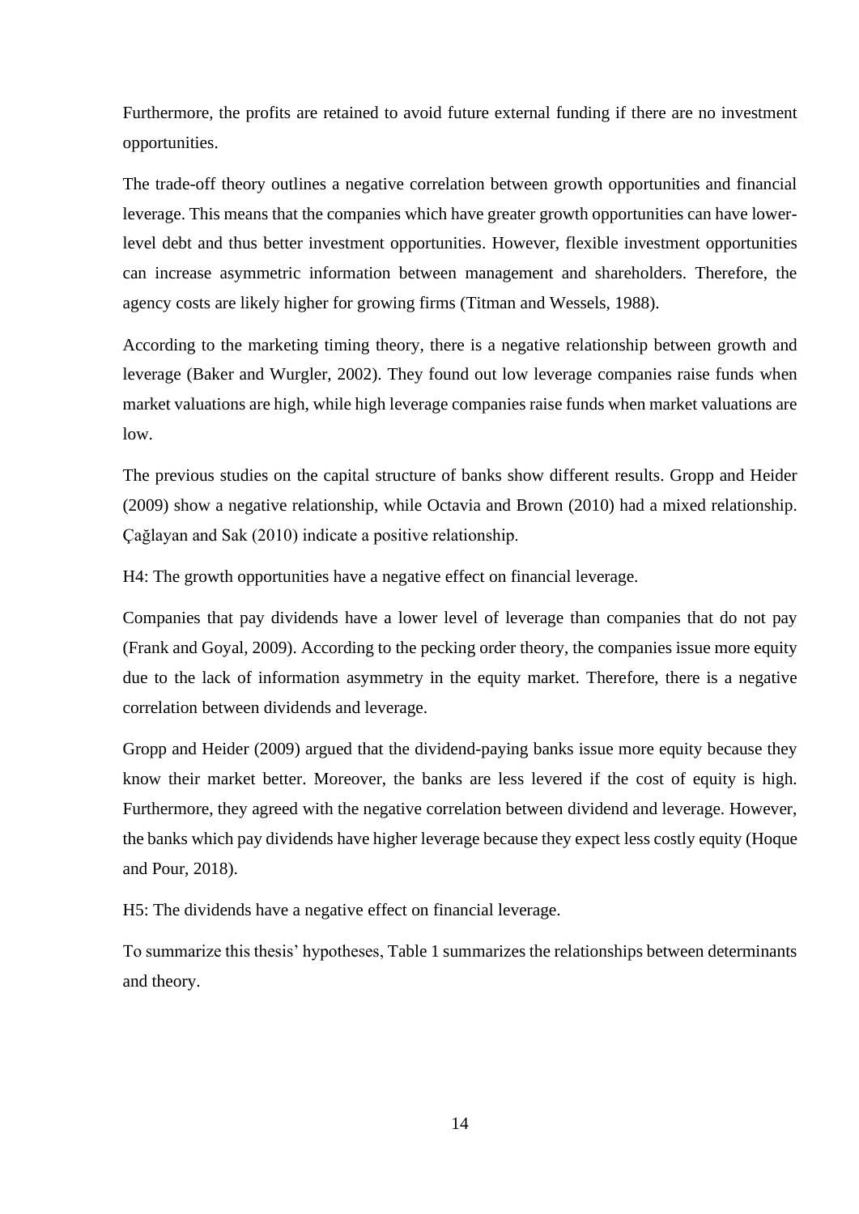Furthermore, the profits are retained to avoid future external funding if there are no investment opportunities.

The trade-off theory outlines a negative correlation between growth opportunities and financial leverage. This means that the companies which have greater growth opportunities can have lower-level debt and thus better investment opportunities. However, flexible investment opportunities can increase asymmetric information between management and shareholders. Therefore, the agency costs are likely higher for growing firms (Titman and Wessels, 1988).

According to the marketing timing theory, there is a negative relationship between growth and leverage (Baker and Wurgler, 2002). They found out low leverage companies raise funds when market valuations are high, while high leverage companies raise funds when market valuations are low.

The previous studies on the capital structure of banks show different results. Gropp and Heider (2009) show a negative relationship, while Octavia and Brown (2010) had a mixed relationship. Çağlayan and Sak (2010) indicate a positive relationship.

H4: The growth opportunities have a negative effect on financial leverage.

Companies that pay dividends have a lower level of leverage than companies that do not pay (Frank and Goyal, 2009). According to the pecking order theory, the companies issue more equity due to the lack of information asymmetry in the equity market. Therefore, there is a negative correlation between dividends and leverage.

Gropp and Heider (2009) argued that the dividend-paying banks issue more equity because they know their market better. Moreover, the banks are less levered if the cost of equity is high. Furthermore, they agreed with the negative correlation between dividend and leverage. However, the banks which pay dividends have higher leverage because they expect less costly equity (Hoque and Pour, 2018).

H5: The dividends have a negative effect on financial leverage.

To summarize this thesis' hypotheses, Table 1 summarizes the relationships between determinants and theory.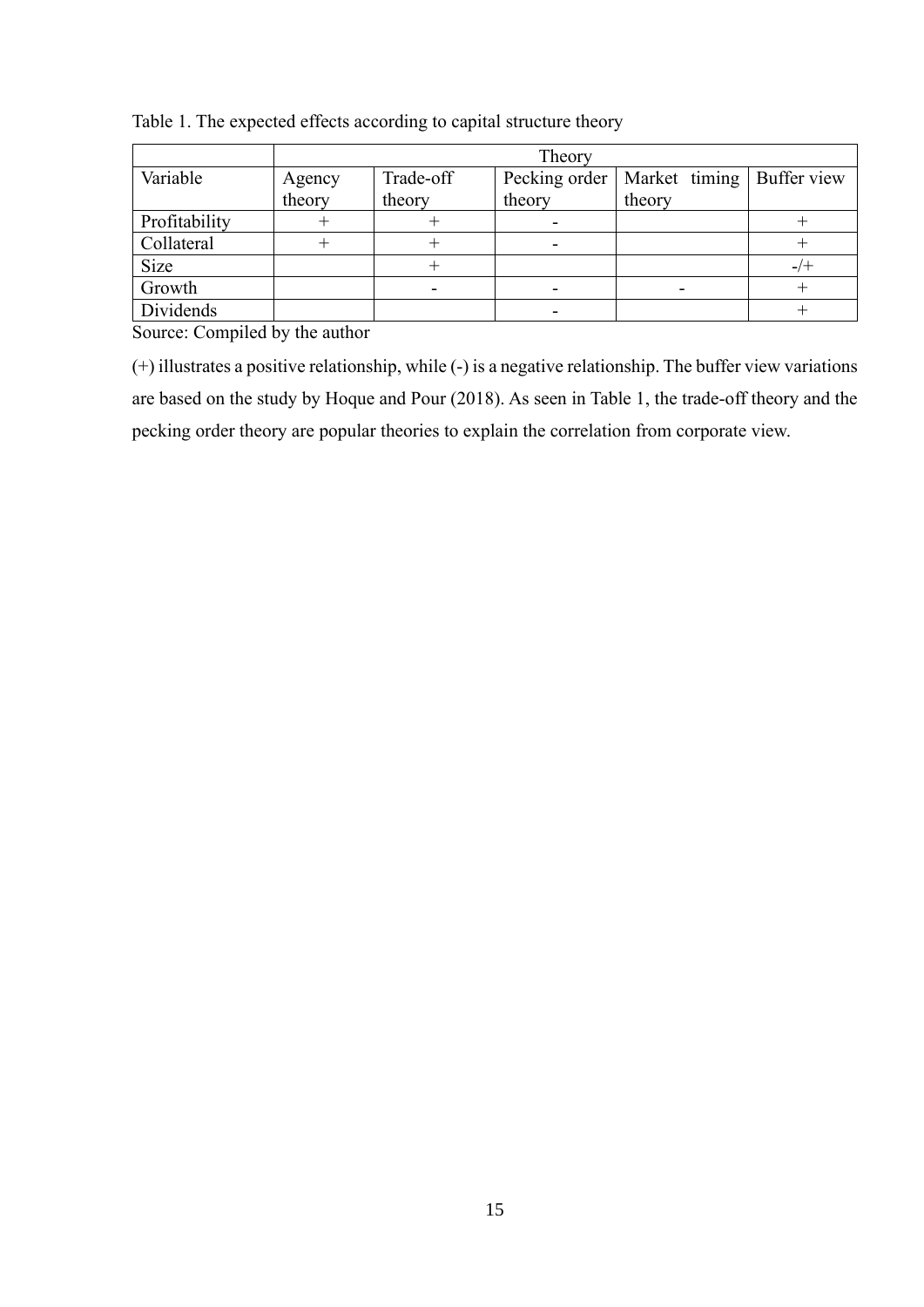Table 1. The expected effects according to capital structure theory

| | Theory | | | | |
|---|---|---|---|---|---|
| Variable | Agency theory | Trade-off theory | Pecking order theory | Market timing theory | Buffer view |
| Profitability | + | + | - | | + |
| Collateral | + | + | - | | + |
| Size | | + | | | -/+ |
| Growth | | - | - | - | + |
| Dividends | | | - | | + |

Source: Compiled by the author

(+) illustrates a positive relationship, while (-) is a negative relationship. The buffer view variations are based on the study by Hoque and Pour (2018). As seen in Table 1, the trade-off theory and the pecking order theory are popular theories to explain the correlation from corporate view.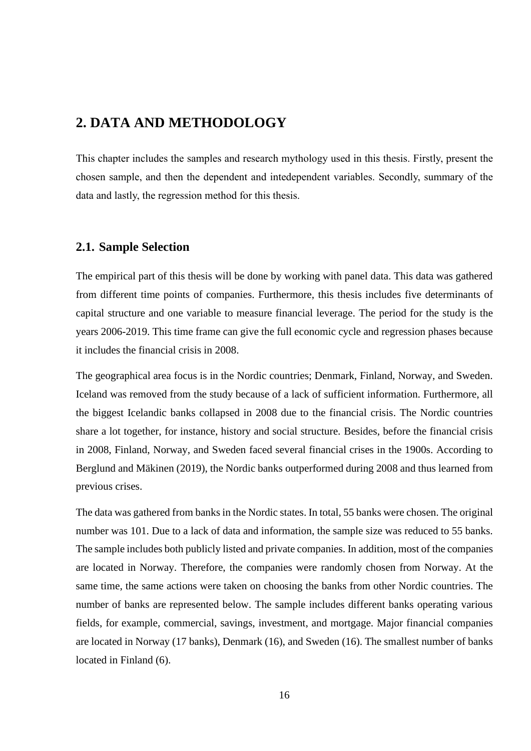# 2. DATA AND METHODOLOGY

This chapter includes the samples and research mythology used in this thesis. Firstly, present the chosen sample, and then the dependent and intedependent variables. Secondly, summary of the data and lastly, the regression method for this thesis.

## 2.1. Sample Selection

The empirical part of this thesis will be done by working with panel data. This data was gathered from different time points of companies. Furthermore, this thesis includes five determinants of capital structure and one variable to measure financial leverage. The period for the study is the years 2006-2019. This time frame can give the full economic cycle and regression phases because it includes the financial crisis in 2008.

The geographical area focus is in the Nordic countries; Denmark, Finland, Norway, and Sweden. Iceland was removed from the study because of a lack of sufficient information. Furthermore, all the biggest Icelandic banks collapsed in 2008 due to the financial crisis. The Nordic countries share a lot together, for instance, history and social structure. Besides, before the financial crisis in 2008, Finland, Norway, and Sweden faced several financial crises in the 1900s. According to Berglund and Mäkinen (2019), the Nordic banks outperformed during 2008 and thus learned from previous crises.

The data was gathered from banks in the Nordic states. In total, 55 banks were chosen. The original number was 101. Due to a lack of data and information, the sample size was reduced to 55 banks. The sample includes both publicly listed and private companies. In addition, most of the companies are located in Norway. Therefore, the companies were randomly chosen from Norway. At the same time, the same actions were taken on choosing the banks from other Nordic countries. The number of banks are represented below. The sample includes different banks operating various fields, for example, commercial, savings, investment, and mortgage. Major financial companies are located in Norway (17 banks), Denmark (16), and Sweden (16). The smallest number of banks located in Finland (6).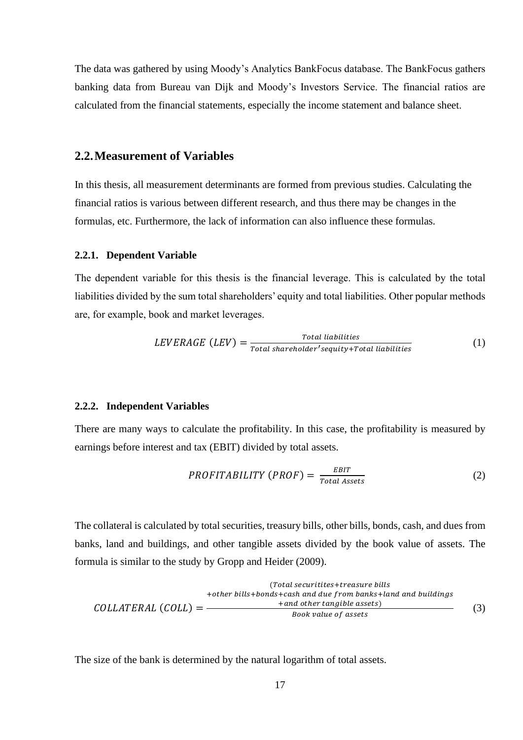The data was gathered by using Moody's Analytics BankFocus database. The BankFocus gathers banking data from Bureau van Dijk and Moody's Investors Service. The financial ratios are calculated from the financial statements, especially the income statement and balance sheet.

## 2.2. Measurement of Variables

In this thesis, all measurement determinants are formed from previous studies. Calculating the financial ratios is various between different research, and thus there may be changes in the formulas, etc. Furthermore, the lack of information can also influence these formulas.

### 2.2.1. Dependent Variable

The dependent variable for this thesis is the financial leverage. This is calculated by the total liabilities divided by the sum total shareholders' equity and total liabilities. Other popular methods are, for example, book and market leverages.

$$LEVERAGE\ (LEV) = \frac{Total\ liabilities}{Total\ shareholder'sequity + Total\ liabilities} \tag{1}$$

### 2.2.2. Independent Variables

There are many ways to calculate the profitability. In this case, the profitability is measured by earnings before interest and tax (EBIT) divided by total assets.

$$PROFITABILITY\ (PROF) = \frac{EBIT}{Total\ Assets} \tag{2}$$

The collateral is calculated by total securities, treasury bills, other bills, bonds, cash, and dues from banks, land and buildings, and other tangible assets divided by the book value of assets. The formula is similar to the study by Gropp and Heider (2009).

$$COLLATERAL\ (COLL) = \frac{\begin{array}{c}(Total\ securitites + treasure\ bills \\ + other\ bills + bonds + cash\ and\ due\ from\ banks + land\ and\ buildings \\ + and\ other\ tangible\ assets)\end{array}}{Book\ value\ of\ assets} \tag{3}$$

The size of the bank is determined by the natural logarithm of total assets.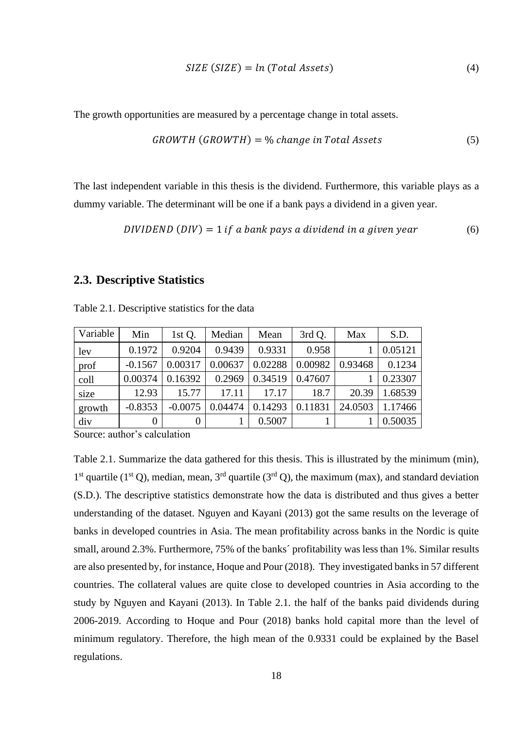$$SIZE\ (SIZE) = ln\ (Total\ Assets) \tag{4}$$

The growth opportunities are measured by a percentage change in total assets.

$$GROWTH\ (GROWTH) = \%\ change\ in\ Total\ Assets \tag{5}$$

The last independent variable in this thesis is the dividend. Furthermore, this variable plays as a dummy variable. The determinant will be one if a bank pays a dividend in a given year.

$$DIVIDEND\ (DIV) = 1\ if\ a\ bank\ pays\ a\ dividend\ in\ a\ given\ year \tag{6}$$

## 2.3. Descriptive Statistics

Table 2.1. Descriptive statistics for the data

| Variable | Min | 1st Q. | Median | Mean | 3rd Q. | Max | S.D. |
|---|---|---|---|---|---|---|---|
| lev | 0.1972 | 0.9204 | 0.9439 | 0.9331 | 0.958 | 1 | 0.05121 |
| prof | -0.1567 | 0.00317 | 0.00637 | 0.02288 | 0.00982 | 0.93468 | 0.1234 |
| coll | 0.00374 | 0.16392 | 0.2969 | 0.34519 | 0.47607 | 1 | 0.23307 |
| size | 12.93 | 15.77 | 17.11 | 17.17 | 18.7 | 20.39 | 1.68539 |
| growth | -0.8353 | -0.0075 | 0.04474 | 0.14293 | 0.11831 | 24.0503 | 1.17466 |
| div | 0 | 0 | 1 | 0.5007 | 1 | 1 | 0.50035 |

Source: author's calculation

Table 2.1. Summarize the data gathered for this thesis. This is illustrated by the minimum (min), 1st quartile (1st Q), median, mean, 3rd quartile (3rd Q), the maximum (max), and standard deviation (S.D.). The descriptive statistics demonstrate how the data is distributed and thus gives a better understanding of the dataset. Nguyen and Kayani (2013) got the same results on the leverage of banks in developed countries in Asia. The mean profitability across banks in the Nordic is quite small, around 2.3%. Furthermore, 75% of the banks´ profitability was less than 1%. Similar results are also presented by, for instance, Hoque and Pour (2018). They investigated banks in 57 different countries. The collateral values are quite close to developed countries in Asia according to the study by Nguyen and Kayani (2013). In Table 2.1. the half of the banks paid dividends during 2006-2019. According to Hoque and Pour (2018) banks hold capital more than the level of minimum regulatory. Therefore, the high mean of the 0.9331 could be explained by the Basel regulations.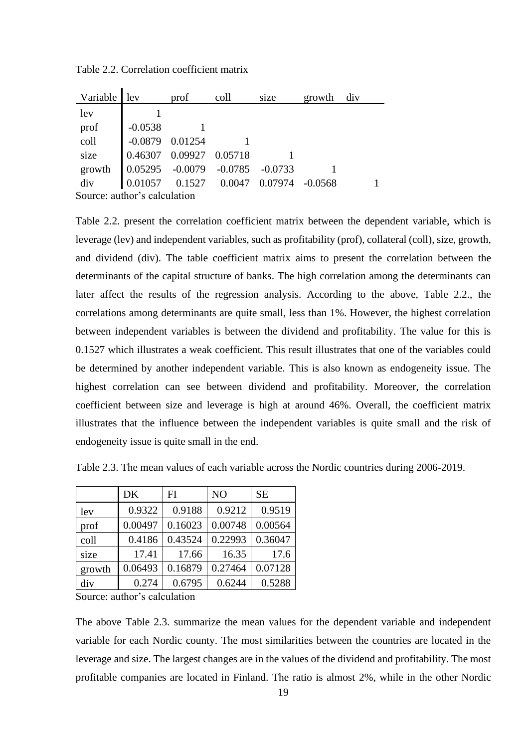Table 2.2. Correlation coefficient matrix

| Variable | lev | prof | coll | size | growth | div |
|---|---|---|---|---|---|---|
| lev | 1 | | | | | |
| prof | -0.0538 | 1 | | | | |
| coll | -0.0879 | 0.01254 | 1 | | | |
| size | 0.46307 | 0.09927 | 0.05718 | 1 | | |
| growth | 0.05295 | -0.0079 | -0.0785 | -0.0733 | 1 | |
| div | 0.01057 | 0.1527 | 0.0047 | 0.07974 | -0.0568 | 1 |

Source: author's calculation

Table 2.2. present the correlation coefficient matrix between the dependent variable, which is leverage (lev) and independent variables, such as profitability (prof), collateral (coll), size, growth, and dividend (div). The table coefficient matrix aims to present the correlation between the determinants of the capital structure of banks. The high correlation among the determinants can later affect the results of the regression analysis. According to the above, Table 2.2., the correlations among determinants are quite small, less than 1%. However, the highest correlation between independent variables is between the dividend and profitability. The value for this is 0.1527 which illustrates a weak coefficient. This result illustrates that one of the variables could be determined by another independent variable. This is also known as endogeneity issue. The highest correlation can see between dividend and profitability. Moreover, the correlation coefficient between size and leverage is high at around 46%. Overall, the coefficient matrix illustrates that the influence between the independent variables is quite small and the risk of endogeneity issue is quite small in the end.

Table 2.3. The mean values of each variable across the Nordic countries during 2006-2019.

| | DK | FI | NO | SE |
|---|---|---|---|---|
| lev | 0.9322 | 0.9188 | 0.9212 | 0.9519 |
| prof | 0.00497 | 0.16023 | 0.00748 | 0.00564 |
| coll | 0.4186 | 0.43524 | 0.22993 | 0.36047 |
| size | 17.41 | 17.66 | 16.35 | 17.6 |
| growth | 0.06493 | 0.16879 | 0.27464 | 0.07128 |
| div | 0.274 | 0.6795 | 0.6244 | 0.5288 |

Source: author's calculation

The above Table 2.3. summarize the mean values for the dependent variable and independent variable for each Nordic county. The most similarities between the countries are located in the leverage and size. The largest changes are in the values of the dividend and profitability. The most profitable companies are located in Finland. The ratio is almost 2%, while in the other Nordic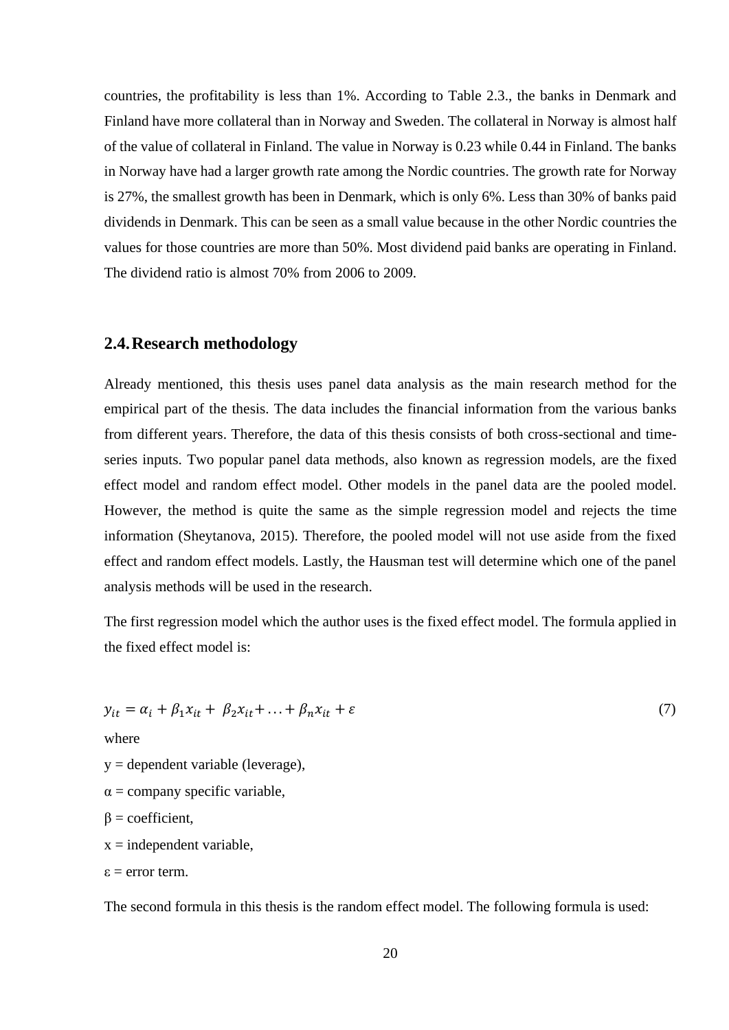countries, the profitability is less than 1%. According to Table 2.3., the banks in Denmark and Finland have more collateral than in Norway and Sweden. The collateral in Norway is almost half of the value of collateral in Finland. The value in Norway is 0.23 while 0.44 in Finland. The banks in Norway have had a larger growth rate among the Nordic countries. The growth rate for Norway is 27%, the smallest growth has been in Denmark, which is only 6%. Less than 30% of banks paid dividends in Denmark. This can be seen as a small value because in the other Nordic countries the values for those countries are more than 50%. Most dividend paid banks are operating in Finland. The dividend ratio is almost 70% from 2006 to 2009.

## 2.4. Research methodology

Already mentioned, this thesis uses panel data analysis as the main research method for the empirical part of the thesis. The data includes the financial information from the various banks from different years. Therefore, the data of this thesis consists of both cross-sectional and time-series inputs. Two popular panel data methods, also known as regression models, are the fixed effect model and random effect model. Other models in the panel data are the pooled model. However, the method is quite the same as the simple regression model and rejects the time information (Sheytanova, 2015). Therefore, the pooled model will not use aside from the fixed effect and random effect models. Lastly, the Hausman test will determine which one of the panel analysis methods will be used in the research.

The first regression model which the author uses is the fixed effect model. The formula applied in the fixed effect model is:

$$y_{it} = \alpha_i + \beta_1 x_{it} + \beta_2 x_{it} + \ldots + \beta_n x_{it} + \varepsilon \tag{7}$$

where

y = dependent variable (leverage),

α = company specific variable,

β = coefficient,

x = independent variable,

ε = error term.

The second formula in this thesis is the random effect model. The following formula is used: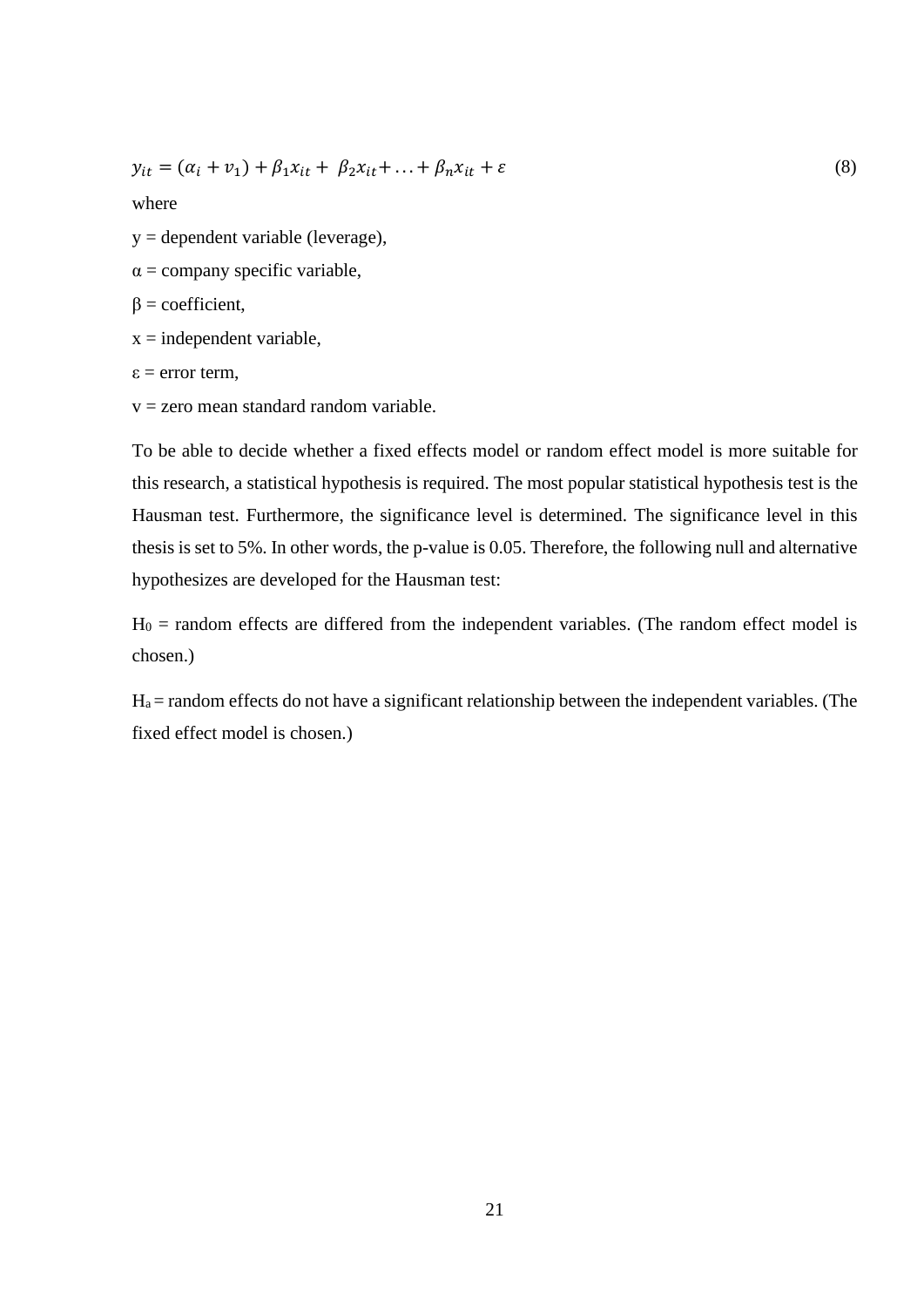$$y_{it} = (\alpha_i + v_1) + \beta_1 x_{it} + \ \beta_2 x_{it} + \ldots + \beta_n x_{it} + \varepsilon \tag{8}$$

where

y = dependent variable (leverage),

α = company specific variable,

β = coefficient,

x = independent variable,

ε = error term,

v = zero mean standard random variable.

To be able to decide whether a fixed effects model or random effect model is more suitable for this research, a statistical hypothesis is required. The most popular statistical hypothesis test is the Hausman test. Furthermore, the significance level is determined. The significance level in this thesis is set to 5%. In other words, the p-value is 0.05. Therefore, the following null and alternative hypothesizes are developed for the Hausman test:

$H_0$ = random effects are differed from the independent variables. (The random effect model is chosen.)

$H_a$ = random effects do not have a significant relationship between the independent variables. (The fixed effect model is chosen.)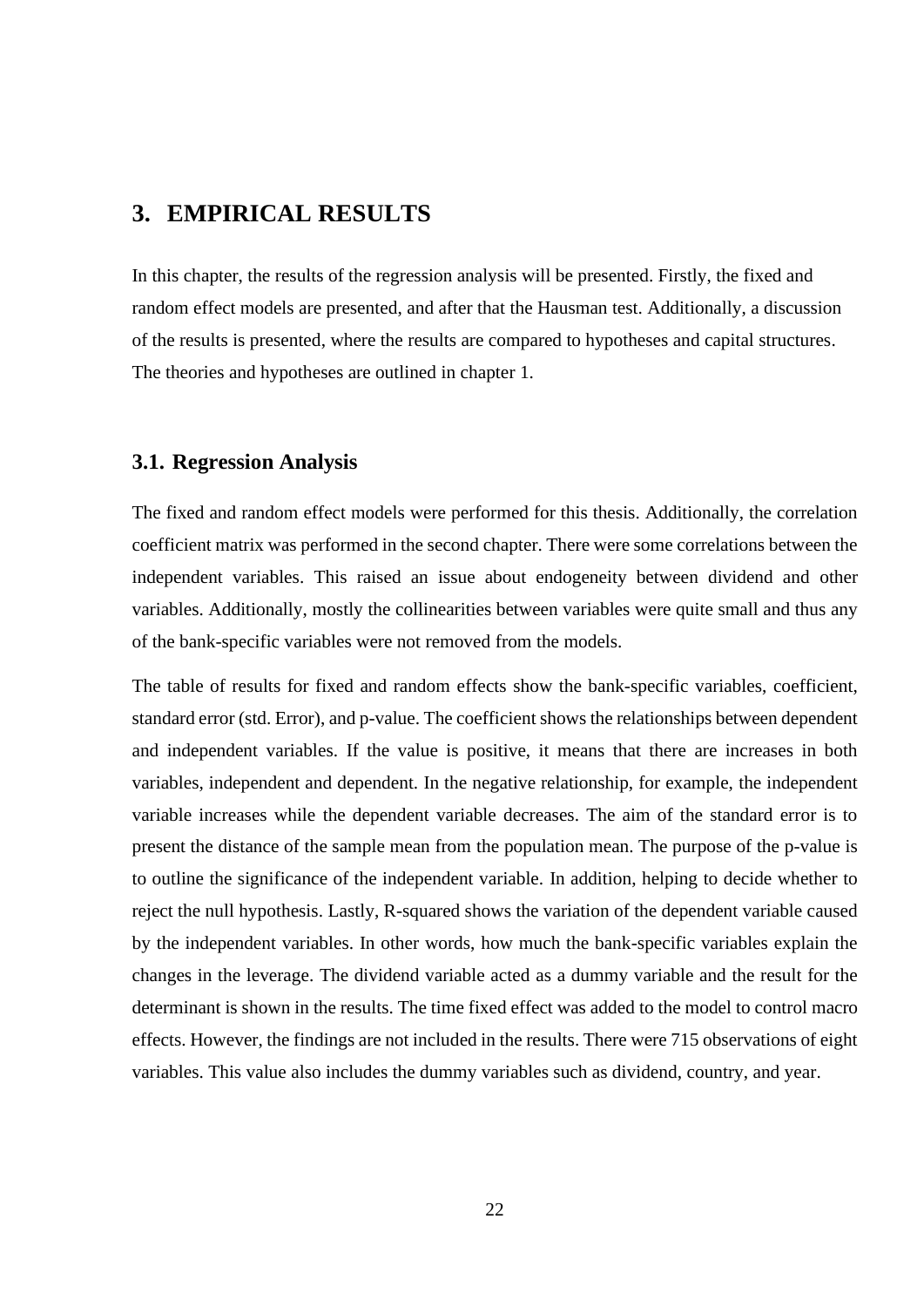# 3. EMPIRICAL RESULTS

In this chapter, the results of the regression analysis will be presented. Firstly, the fixed and random effect models are presented, and after that the Hausman test. Additionally, a discussion of the results is presented, where the results are compared to hypotheses and capital structures. The theories and hypotheses are outlined in chapter 1.

## 3.1. Regression Analysis

The fixed and random effect models were performed for this thesis. Additionally, the correlation coefficient matrix was performed in the second chapter. There were some correlations between the independent variables. This raised an issue about endogeneity between dividend and other variables. Additionally, mostly the collinearities between variables were quite small and thus any of the bank-specific variables were not removed from the models.

The table of results for fixed and random effects show the bank-specific variables, coefficient, standard error (std. Error), and p-value. The coefficient shows the relationships between dependent and independent variables. If the value is positive, it means that there are increases in both variables, independent and dependent. In the negative relationship, for example, the independent variable increases while the dependent variable decreases. The aim of the standard error is to present the distance of the sample mean from the population mean. The purpose of the p-value is to outline the significance of the independent variable. In addition, helping to decide whether to reject the null hypothesis. Lastly, R-squared shows the variation of the dependent variable caused by the independent variables. In other words, how much the bank-specific variables explain the changes in the leverage. The dividend variable acted as a dummy variable and the result for the determinant is shown in the results. The time fixed effect was added to the model to control macro effects. However, the findings are not included in the results. There were 715 observations of eight variables. This value also includes the dummy variables such as dividend, country, and year.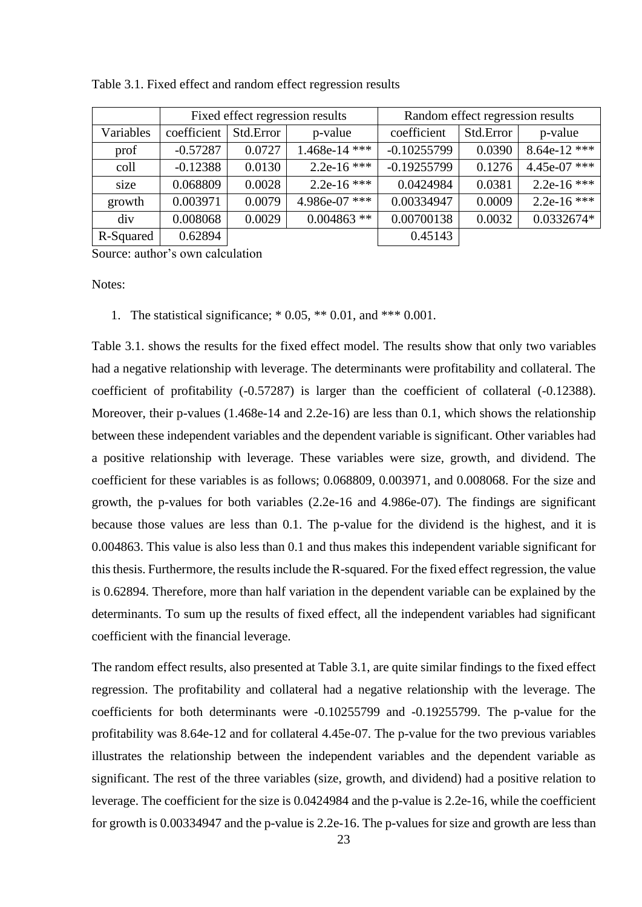Table 3.1. Fixed effect and random effect regression results

| | Fixed effect regression results | | | Random effect regression results | | |
|---|---|---|---|---|---|---|
| Variables | coefficient | Std.Error | p-value | coefficient | Std.Error | p-value |
| prof | -0.57287 | 0.0727 | 1.468e-14 *** | -0.10255799 | 0.0390 | 8.64e-12 *** |
| coll | -0.12388 | 0.0130 | 2.2e-16 *** | -0.19255799 | 0.1276 | 4.45e-07 *** |
| size | 0.068809 | 0.0028 | 2.2e-16 *** | 0.0424984 | 0.0381 | 2.2e-16 *** |
| growth | 0.003971 | 0.0079 | 4.986e-07 *** | 0.00334947 | 0.0009 | 2.2e-16 *** |
| div | 0.008068 | 0.0029 | 0.004863 ** | 0.00700138 | 0.0032 | 0.0332674* |
| R-Squared | 0.62894 | | | 0.45143 | | |

Source: author's own calculation

Notes:

1. The statistical significance; * 0.05, ** 0.01, and *** 0.001.

Table 3.1. shows the results for the fixed effect model. The results show that only two variables had a negative relationship with leverage. The determinants were profitability and collateral. The coefficient of profitability (-0.57287) is larger than the coefficient of collateral (-0.12388). Moreover, their p-values (1.468e-14 and 2.2e-16) are less than 0.1, which shows the relationship between these independent variables and the dependent variable is significant. Other variables had a positive relationship with leverage. These variables were size, growth, and dividend. The coefficient for these variables is as follows; 0.068809, 0.003971, and 0.008068. For the size and growth, the p-values for both variables (2.2e-16 and 4.986e-07). The findings are significant because those values are less than 0.1. The p-value for the dividend is the highest, and it is 0.004863. This value is also less than 0.1 and thus makes this independent variable significant for this thesis. Furthermore, the results include the R-squared. For the fixed effect regression, the value is 0.62894. Therefore, more than half variation in the dependent variable can be explained by the determinants. To sum up the results of fixed effect, all the independent variables had significant coefficient with the financial leverage.

The random effect results, also presented at Table 3.1, are quite similar findings to the fixed effect regression. The profitability and collateral had a negative relationship with the leverage. The coefficients for both determinants were -0.10255799 and -0.19255799. The p-value for the profitability was 8.64e-12 and for collateral 4.45e-07. The p-value for the two previous variables illustrates the relationship between the independent variables and the dependent variable as significant. The rest of the three variables (size, growth, and dividend) had a positive relation to leverage. The coefficient for the size is 0.0424984 and the p-value is 2.2e-16, while the coefficient for growth is 0.00334947 and the p-value is 2.2e-16. The p-values for size and growth are less than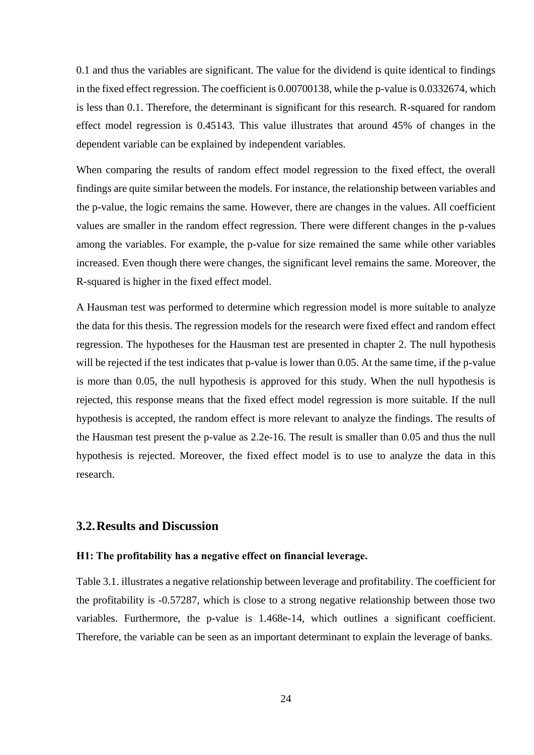0.1 and thus the variables are significant. The value for the dividend is quite identical to findings in the fixed effect regression. The coefficient is 0.00700138, while the p-value is 0.0332674, which is less than 0.1. Therefore, the determinant is significant for this research. R-squared for random effect model regression is 0.45143. This value illustrates that around 45% of changes in the dependent variable can be explained by independent variables.

When comparing the results of random effect model regression to the fixed effect, the overall findings are quite similar between the models. For instance, the relationship between variables and the p-value, the logic remains the same. However, there are changes in the values. All coefficient values are smaller in the random effect regression. There were different changes in the p-values among the variables. For example, the p-value for size remained the same while other variables increased. Even though there were changes, the significant level remains the same. Moreover, the R-squared is higher in the fixed effect model.

A Hausman test was performed to determine which regression model is more suitable to analyze the data for this thesis. The regression models for the research were fixed effect and random effect regression. The hypotheses for the Hausman test are presented in chapter 2. The null hypothesis will be rejected if the test indicates that p-value is lower than 0.05. At the same time, if the p-value is more than 0.05, the null hypothesis is approved for this study. When the null hypothesis is rejected, this response means that the fixed effect model regression is more suitable. If the null hypothesis is accepted, the random effect is more relevant to analyze the findings. The results of the Hausman test present the p-value as 2.2e-16. The result is smaller than 0.05 and thus the null hypothesis is rejected. Moreover, the fixed effect model is to use to analyze the data in this research.

## 3.2. Results and Discussion

**H1: The profitability has a negative effect on financial leverage.**

Table 3.1. illustrates a negative relationship between leverage and profitability. The coefficient for the profitability is -0.57287, which is close to a strong negative relationship between those two variables. Furthermore, the p-value is 1.468e-14, which outlines a significant coefficient. Therefore, the variable can be seen as an important determinant to explain the leverage of banks.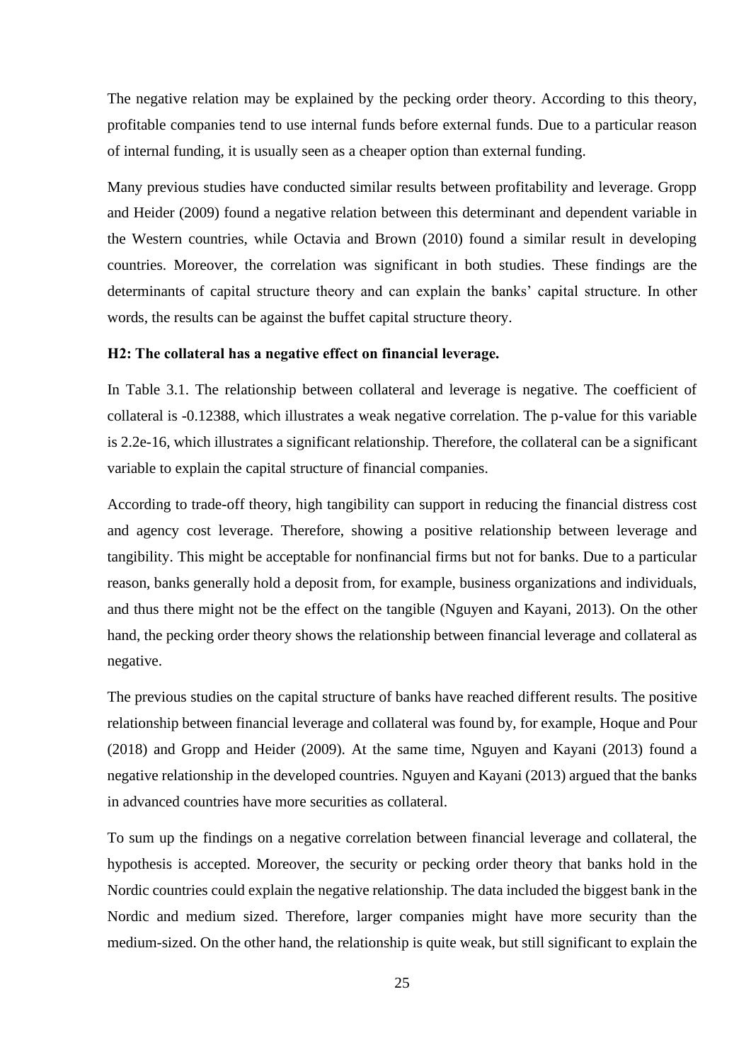The negative relation may be explained by the pecking order theory. According to this theory, profitable companies tend to use internal funds before external funds. Due to a particular reason of internal funding, it is usually seen as a cheaper option than external funding.

Many previous studies have conducted similar results between profitability and leverage. Gropp and Heider (2009) found a negative relation between this determinant and dependent variable in the Western countries, while Octavia and Brown (2010) found a similar result in developing countries. Moreover, the correlation was significant in both studies. These findings are the determinants of capital structure theory and can explain the banks' capital structure. In other words, the results can be against the buffet capital structure theory.

**H2: The collateral has a negative effect on financial leverage.**

In Table 3.1. The relationship between collateral and leverage is negative. The coefficient of collateral is -0.12388, which illustrates a weak negative correlation. The p-value for this variable is 2.2e-16, which illustrates a significant relationship. Therefore, the collateral can be a significant variable to explain the capital structure of financial companies.

According to trade-off theory, high tangibility can support in reducing the financial distress cost and agency cost leverage. Therefore, showing a positive relationship between leverage and tangibility. This might be acceptable for nonfinancial firms but not for banks. Due to a particular reason, banks generally hold a deposit from, for example, business organizations and individuals, and thus there might not be the effect on the tangible (Nguyen and Kayani, 2013). On the other hand, the pecking order theory shows the relationship between financial leverage and collateral as negative.

The previous studies on the capital structure of banks have reached different results. The positive relationship between financial leverage and collateral was found by, for example, Hoque and Pour (2018) and Gropp and Heider (2009). At the same time, Nguyen and Kayani (2013) found a negative relationship in the developed countries. Nguyen and Kayani (2013) argued that the banks in advanced countries have more securities as collateral.

To sum up the findings on a negative correlation between financial leverage and collateral, the hypothesis is accepted. Moreover, the security or pecking order theory that banks hold in the Nordic countries could explain the negative relationship. The data included the biggest bank in the Nordic and medium sized. Therefore, larger companies might have more security than the medium-sized. On the other hand, the relationship is quite weak, but still significant to explain the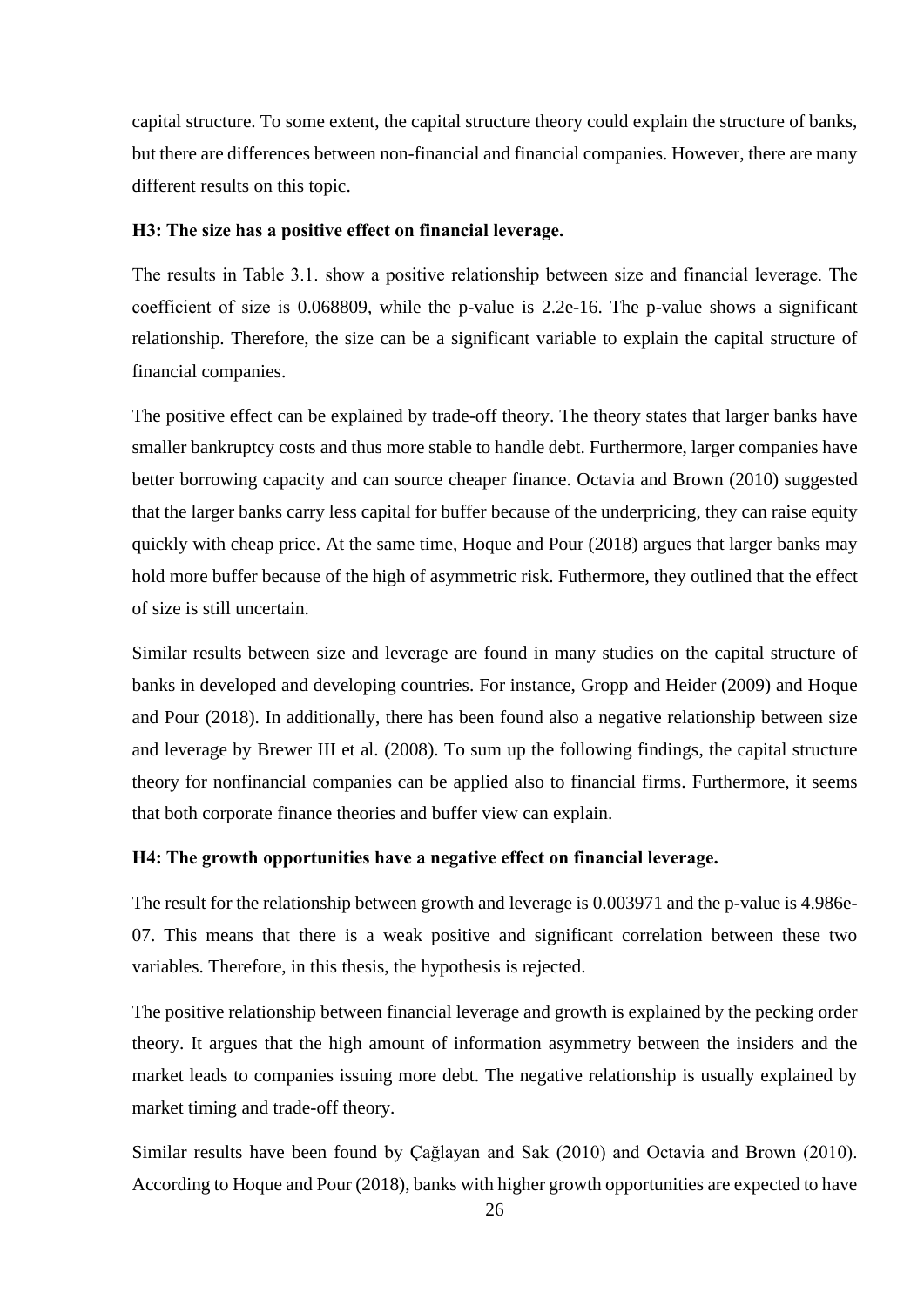capital structure. To some extent, the capital structure theory could explain the structure of banks, but there are differences between non-financial and financial companies. However, there are many different results on this topic.

**H3: The size has a positive effect on financial leverage.**

The results in Table 3.1. show a positive relationship between size and financial leverage. The coefficient of size is 0.068809, while the p-value is 2.2e-16. The p-value shows a significant relationship. Therefore, the size can be a significant variable to explain the capital structure of financial companies.

The positive effect can be explained by trade-off theory. The theory states that larger banks have smaller bankruptcy costs and thus more stable to handle debt. Furthermore, larger companies have better borrowing capacity and can source cheaper finance. Octavia and Brown (2010) suggested that the larger banks carry less capital for buffer because of the underpricing, they can raise equity quickly with cheap price. At the same time, Hoque and Pour (2018) argues that larger banks may hold more buffer because of the high of asymmetric risk. Futhermore, they outlined that the effect of size is still uncertain.

Similar results between size and leverage are found in many studies on the capital structure of banks in developed and developing countries. For instance, Gropp and Heider (2009) and Hoque and Pour (2018). In additionally, there has been found also a negative relationship between size and leverage by Brewer III et al. (2008). To sum up the following findings, the capital structure theory for nonfinancial companies can be applied also to financial firms. Furthermore, it seems that both corporate finance theories and buffer view can explain.

**H4: The growth opportunities have a negative effect on financial leverage.**

The result for the relationship between growth and leverage is 0.003971 and the p-value is 4.986e-07. This means that there is a weak positive and significant correlation between these two variables. Therefore, in this thesis, the hypothesis is rejected.

The positive relationship between financial leverage and growth is explained by the pecking order theory. It argues that the high amount of information asymmetry between the insiders and the market leads to companies issuing more debt. The negative relationship is usually explained by market timing and trade-off theory.

Similar results have been found by Çağlayan and Sak (2010) and Octavia and Brown (2010). According to Hoque and Pour (2018), banks with higher growth opportunities are expected to have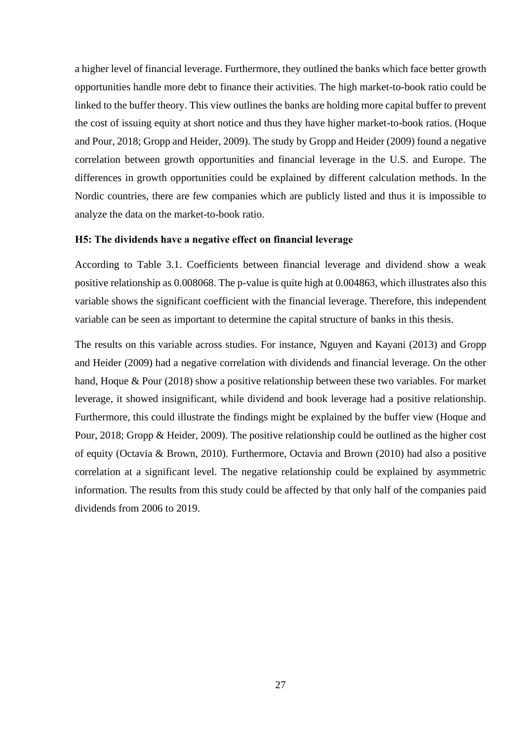a higher level of financial leverage. Furthermore, they outlined the banks which face better growth opportunities handle more debt to finance their activities. The high market-to-book ratio could be linked to the buffer theory. This view outlines the banks are holding more capital buffer to prevent the cost of issuing equity at short notice and thus they have higher market-to-book ratios. (Hoque and Pour, 2018; Gropp and Heider, 2009). The study by Gropp and Heider (2009) found a negative correlation between growth opportunities and financial leverage in the U.S. and Europe. The differences in growth opportunities could be explained by different calculation methods. In the Nordic countries, there are few companies which are publicly listed and thus it is impossible to analyze the data on the market-to-book ratio.

**H5: The dividends have a negative effect on financial leverage**

According to Table 3.1. Coefficients between financial leverage and dividend show a weak positive relationship as 0.008068. The p-value is quite high at 0.004863, which illustrates also this variable shows the significant coefficient with the financial leverage. Therefore, this independent variable can be seen as important to determine the capital structure of banks in this thesis.

The results on this variable across studies. For instance, Nguyen and Kayani (2013) and Gropp and Heider (2009) had a negative correlation with dividends and financial leverage. On the other hand, Hoque & Pour (2018) show a positive relationship between these two variables. For market leverage, it showed insignificant, while dividend and book leverage had a positive relationship. Furthermore, this could illustrate the findings might be explained by the buffer view (Hoque and Pour, 2018; Gropp & Heider, 2009). The positive relationship could be outlined as the higher cost of equity (Octavia & Brown, 2010). Furthermore, Octavia and Brown (2010) had also a positive correlation at a significant level. The negative relationship could be explained by asymmetric information. The results from this study could be affected by that only half of the companies paid dividends from 2006 to 2019.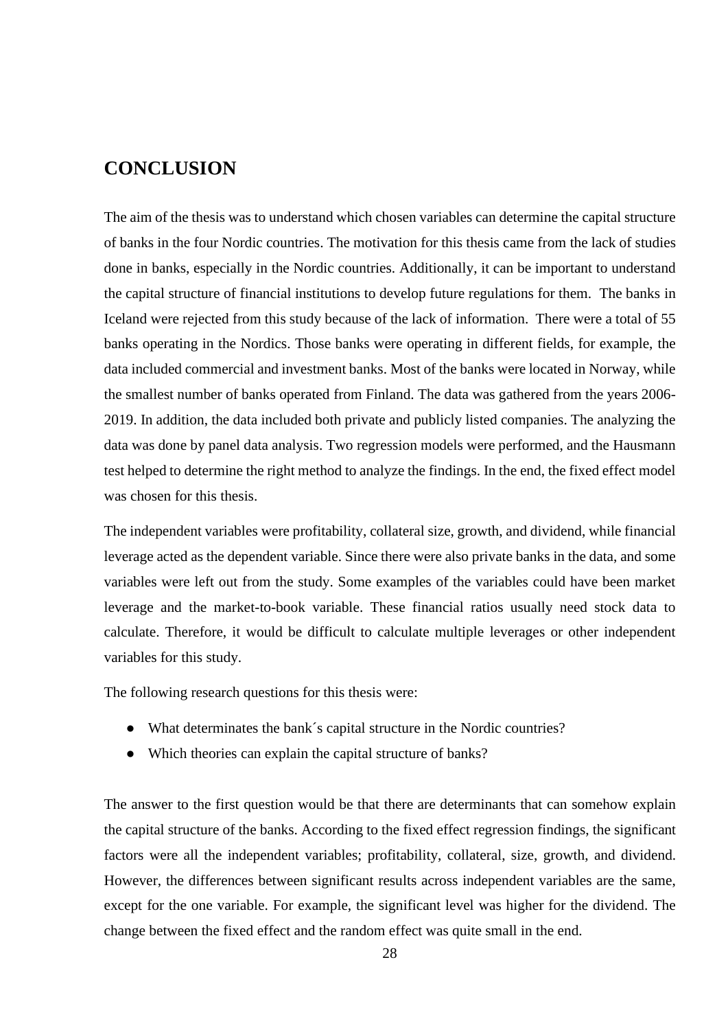# CONCLUSION

The aim of the thesis was to understand which chosen variables can determine the capital structure of banks in the four Nordic countries. The motivation for this thesis came from the lack of studies done in banks, especially in the Nordic countries. Additionally, it can be important to understand the capital structure of financial institutions to develop future regulations for them. The banks in Iceland were rejected from this study because of the lack of information. There were a total of 55 banks operating in the Nordics. Those banks were operating in different fields, for example, the data included commercial and investment banks. Most of the banks were located in Norway, while the smallest number of banks operated from Finland. The data was gathered from the years 2006-2019. In addition, the data included both private and publicly listed companies. The analyzing the data was done by panel data analysis. Two regression models were performed, and the Hausmann test helped to determine the right method to analyze the findings. In the end, the fixed effect model was chosen for this thesis.

The independent variables were profitability, collateral size, growth, and dividend, while financial leverage acted as the dependent variable. Since there were also private banks in the data, and some variables were left out from the study. Some examples of the variables could have been market leverage and the market-to-book variable. These financial ratios usually need stock data to calculate. Therefore, it would be difficult to calculate multiple leverages or other independent variables for this study.

The following research questions for this thesis were:

- What determinates the bank´s capital structure in the Nordic countries?
- Which theories can explain the capital structure of banks?

The answer to the first question would be that there are determinants that can somehow explain the capital structure of the banks. According to the fixed effect regression findings, the significant factors were all the independent variables; profitability, collateral, size, growth, and dividend. However, the differences between significant results across independent variables are the same, except for the one variable. For example, the significant level was higher for the dividend. The change between the fixed effect and the random effect was quite small in the end.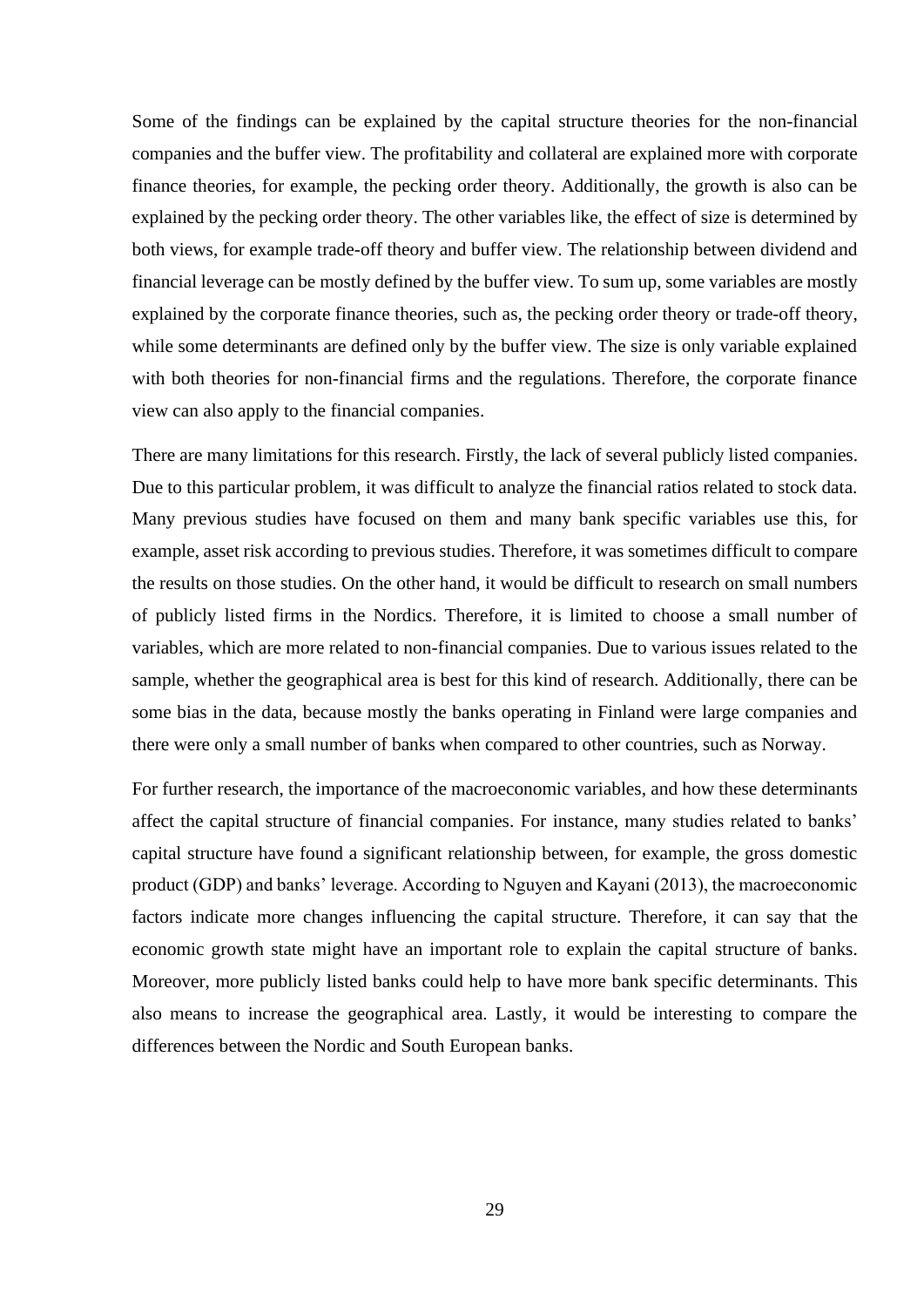Some of the findings can be explained by the capital structure theories for the non-financial companies and the buffer view. The profitability and collateral are explained more with corporate finance theories, for example, the pecking order theory. Additionally, the growth is also can be explained by the pecking order theory. The other variables like, the effect of size is determined by both views, for example trade-off theory and buffer view. The relationship between dividend and financial leverage can be mostly defined by the buffer view. To sum up, some variables are mostly explained by the corporate finance theories, such as, the pecking order theory or trade-off theory, while some determinants are defined only by the buffer view. The size is only variable explained with both theories for non-financial firms and the regulations. Therefore, the corporate finance view can also apply to the financial companies.

There are many limitations for this research. Firstly, the lack of several publicly listed companies. Due to this particular problem, it was difficult to analyze the financial ratios related to stock data. Many previous studies have focused on them and many bank specific variables use this, for example, asset risk according to previous studies. Therefore, it was sometimes difficult to compare the results on those studies. On the other hand, it would be difficult to research on small numbers of publicly listed firms in the Nordics. Therefore, it is limited to choose a small number of variables, which are more related to non-financial companies. Due to various issues related to the sample, whether the geographical area is best for this kind of research. Additionally, there can be some bias in the data, because mostly the banks operating in Finland were large companies and there were only a small number of banks when compared to other countries, such as Norway.

For further research, the importance of the macroeconomic variables, and how these determinants affect the capital structure of financial companies. For instance, many studies related to banks' capital structure have found a significant relationship between, for example, the gross domestic product (GDP) and banks' leverage. According to Nguyen and Kayani (2013), the macroeconomic factors indicate more changes influencing the capital structure. Therefore, it can say that the economic growth state might have an important role to explain the capital structure of banks. Moreover, more publicly listed banks could help to have more bank specific determinants. This also means to increase the geographical area. Lastly, it would be interesting to compare the differences between the Nordic and South European banks.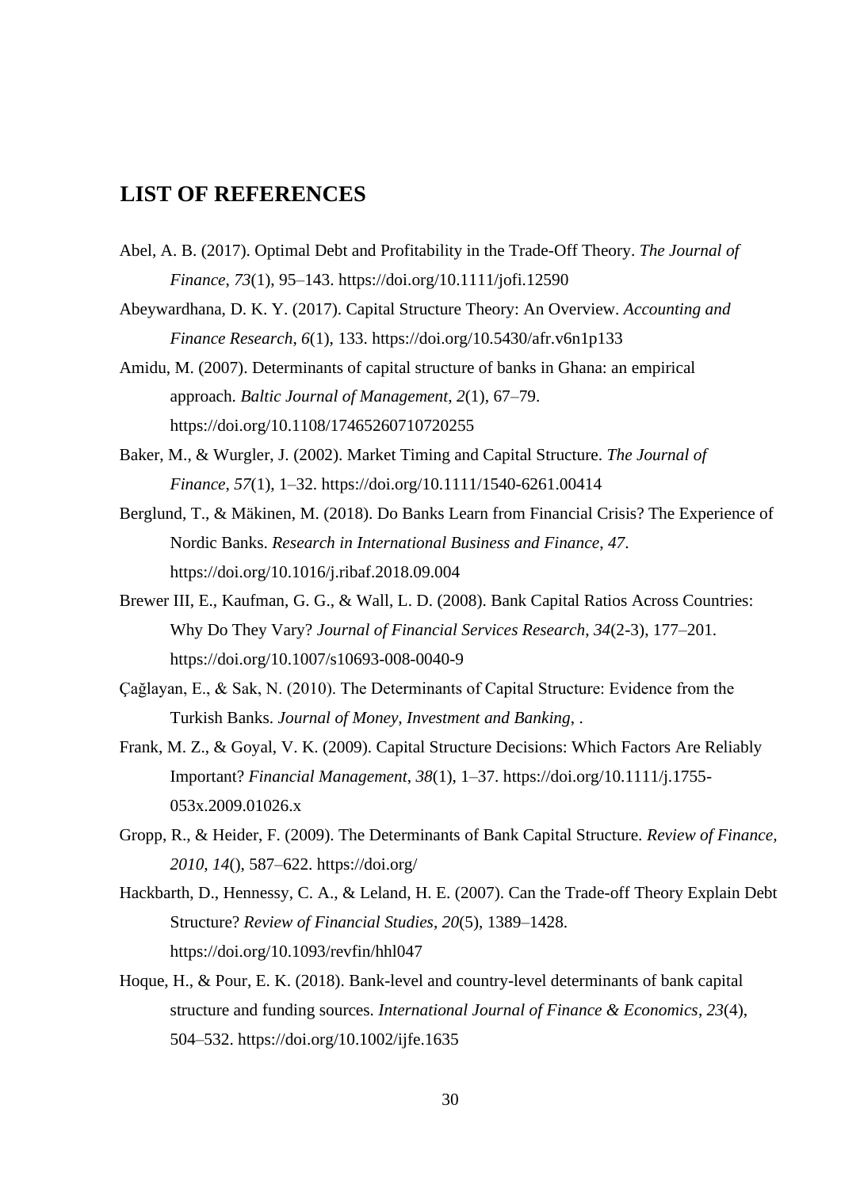# LIST OF REFERENCES

Abel, A. B. (2017). Optimal Debt and Profitability in the Trade-Off Theory. *The Journal of Finance*, *73*(1), 95–143. https://doi.org/10.1111/jofi.12590

Abeywardhana, D. K. Y. (2017). Capital Structure Theory: An Overview. *Accounting and Finance Research*, *6*(1), 133. https://doi.org/10.5430/afr.v6n1p133

Amidu, M. (2007). Determinants of capital structure of banks in Ghana: an empirical approach. *Baltic Journal of Management*, *2*(1), 67–79. https://doi.org/10.1108/17465260710720255

Baker, M., & Wurgler, J. (2002). Market Timing and Capital Structure. *The Journal of Finance*, *57*(1), 1–32. https://doi.org/10.1111/1540-6261.00414

Berglund, T., & Mäkinen, M. (2018). Do Banks Learn from Financial Crisis? The Experience of Nordic Banks. *Research in International Business and Finance*, *47*. https://doi.org/10.1016/j.ribaf.2018.09.004

Brewer III, E., Kaufman, G. G., & Wall, L. D. (2008). Bank Capital Ratios Across Countries: Why Do They Vary? *Journal of Financial Services Research*, *34*(2-3), 177–201. https://doi.org/10.1007/s10693-008-0040-9

Çağlayan, E., & Sak, N. (2010). The Determinants of Capital Structure: Evidence from the Turkish Banks. *Journal of Money, Investment and Banking*, .

Frank, M. Z., & Goyal, V. K. (2009). Capital Structure Decisions: Which Factors Are Reliably Important? *Financial Management*, *38*(1), 1–37. https://doi.org/10.1111/j.1755-053x.2009.01026.x

Gropp, R., & Heider, F. (2009). The Determinants of Bank Capital Structure. *Review of Finance, 2010*, *14*(), 587–622. https://doi.org/

Hackbarth, D., Hennessy, C. A., & Leland, H. E. (2007). Can the Trade-off Theory Explain Debt Structure? *Review of Financial Studies*, *20*(5), 1389–1428. https://doi.org/10.1093/revfin/hhl047

Hoque, H., & Pour, E. K. (2018). Bank-level and country-level determinants of bank capital structure and funding sources. *International Journal of Finance & Economics*, *23*(4), 504–532. https://doi.org/10.1002/ijfe.1635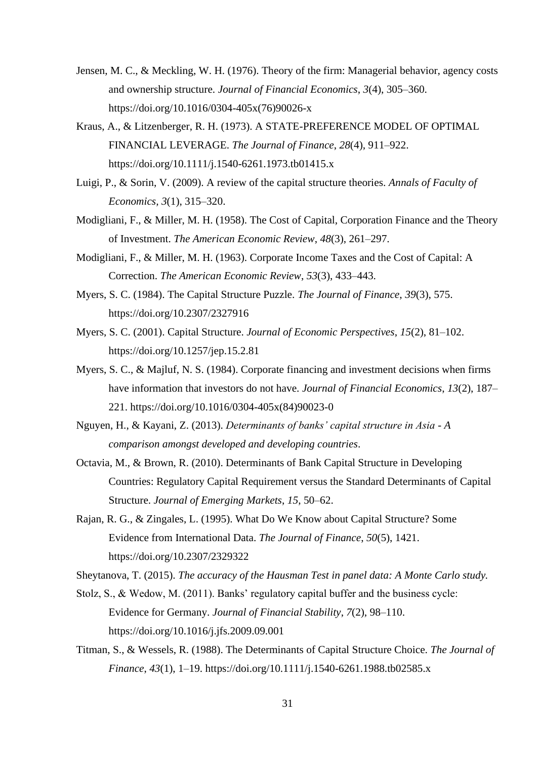Jensen, M. C., & Meckling, W. H. (1976). Theory of the firm: Managerial behavior, agency costs and ownership structure. *Journal of Financial Economics*, *3*(4), 305–360. https://doi.org/10.1016/0304-405x(76)90026-x

Kraus, A., & Litzenberger, R. H. (1973). A STATE-PREFERENCE MODEL OF OPTIMAL FINANCIAL LEVERAGE. *The Journal of Finance*, *28*(4), 911–922. https://doi.org/10.1111/j.1540-6261.1973.tb01415.x

Luigi, P., & Sorin, V. (2009). A review of the capital structure theories. *Annals of Faculty of Economics*, *3*(1), 315–320.

Modigliani, F., & Miller, M. H. (1958). The Cost of Capital, Corporation Finance and the Theory of Investment. *The American Economic Review*, *48*(3), 261–297.

Modigliani, F., & Miller, M. H. (1963). Corporate Income Taxes and the Cost of Capital: A Correction. *The American Economic Review*, *53*(3), 433–443.

Myers, S. C. (1984). The Capital Structure Puzzle. *The Journal of Finance*, *39*(3), 575. https://doi.org/10.2307/2327916

Myers, S. C. (2001). Capital Structure. *Journal of Economic Perspectives*, *15*(2), 81–102. https://doi.org/10.1257/jep.15.2.81

Myers, S. C., & Majluf, N. S. (1984). Corporate financing and investment decisions when firms have information that investors do not have. *Journal of Financial Economics*, *13*(2), 187–221. https://doi.org/10.1016/0304-405x(84)90023-0

Nguyen, H., & Kayani, Z. (2013). *Determinants of banks' capital structure in Asia - A comparison amongst developed and developing countries*.

Octavia, M., & Brown, R. (2010). Determinants of Bank Capital Structure in Developing Countries: Regulatory Capital Requirement versus the Standard Determinants of Capital Structure. *Journal of Emerging Markets*, *15*, 50–62.

Rajan, R. G., & Zingales, L. (1995). What Do We Know about Capital Structure? Some Evidence from International Data. *The Journal of Finance*, *50*(5), 1421. https://doi.org/10.2307/2329322

Sheytanova, T. (2015). *The accuracy of the Hausman Test in panel data: A Monte Carlo study.*

Stolz, S., & Wedow, M. (2011). Banks' regulatory capital buffer and the business cycle: Evidence for Germany. *Journal of Financial Stability*, *7*(2), 98–110. https://doi.org/10.1016/j.jfs.2009.09.001

Titman, S., & Wessels, R. (1988). The Determinants of Capital Structure Choice. *The Journal of Finance*, *43*(1), 1–19. https://doi.org/10.1111/j.1540-6261.1988.tb02585.x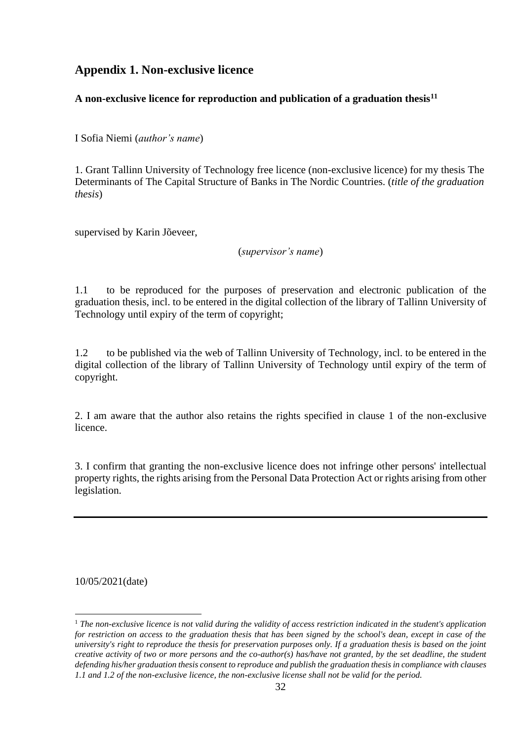## Appendix 1. Non-exclusive licence

**A non-exclusive licence for reproduction and publication of a graduation thesis[11]**

I Sofia Niemi (*author's name*)

1. Grant Tallinn University of Technology free licence (non-exclusive licence) for my thesis The Determinants of The Capital Structure of Banks in The Nordic Countries. (*title of the graduation thesis*)

supervised by Karin Jõeveer,

(*supervisor's name*)

1.1 to be reproduced for the purposes of preservation and electronic publication of the graduation thesis, incl. to be entered in the digital collection of the library of Tallinn University of Technology until expiry of the term of copyright;

1.2 to be published via the web of Tallinn University of Technology, incl. to be entered in the digital collection of the library of Tallinn University of Technology until expiry of the term of copyright.

2. I am aware that the author also retains the rights specified in clause 1 of the non-exclusive licence.

3. I confirm that granting the non-exclusive licence does not infringe other persons' intellectual property rights, the rights arising from the Personal Data Protection Act or rights arising from other legislation.

---

10/05/2021(date)

[1] *The non-exclusive licence is not valid during the validity of access restriction indicated in the student's application for restriction on access to the graduation thesis that has been signed by the school's dean, except in case of the university's right to reproduce the thesis for preservation purposes only. If a graduation thesis is based on the joint creative activity of two or more persons and the co-author(s) has/have not granted, by the set deadline, the student defending his/her graduation thesis consent to reproduce and publish the graduation thesis in compliance with clauses 1.1 and 1.2 of the non-exclusive licence, the non-exclusive license shall not be valid for the period.*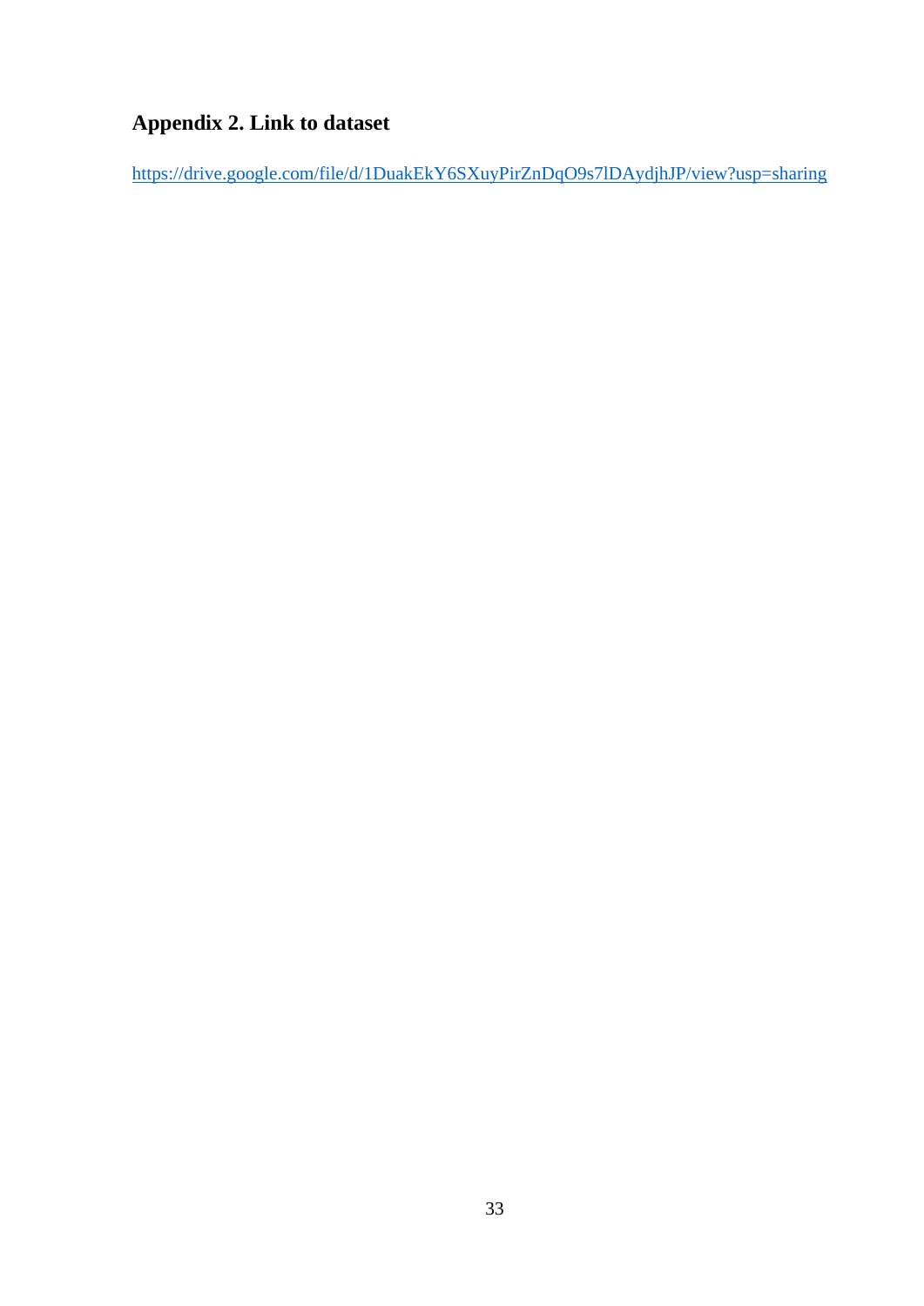## Appendix 2. Link to dataset

https://drive.google.com/file/d/1DuakEkY6SXuyPirZnDqO9s7lDAydjhJP/view?usp=sharing